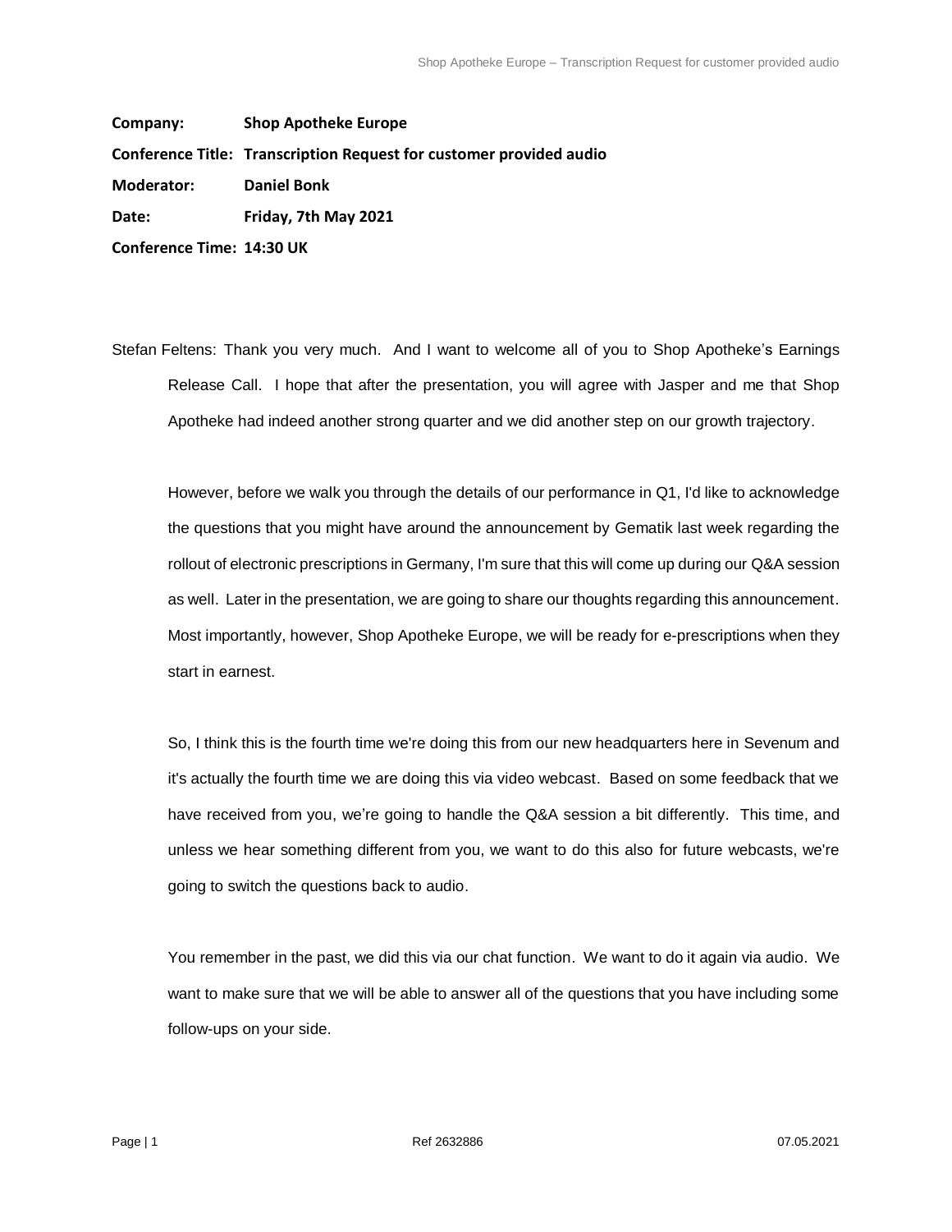**Company:** **Shop Apotheke Europe**

**Conference Title:** **Transcription Request for customer provided audio**

**Moderator:** **Daniel Bonk**

**Date:** **Friday, 7th May 2021**

**Conference Time:** **14:30 UK**

Stefan Feltens: Thank you very much. And I want to welcome all of you to Shop Apotheke's Earnings Release Call. I hope that after the presentation, you will agree with Jasper and me that Shop Apotheke had indeed another strong quarter and we did another step on our growth trajectory.

However, before we walk you through the details of our performance in Q1, I'd like to acknowledge the questions that you might have around the announcement by Gematik last week regarding the rollout of electronic prescriptions in Germany, I'm sure that this will come up during our Q&A session as well. Later in the presentation, we are going to share our thoughts regarding this announcement. Most importantly, however, Shop Apotheke Europe, we will be ready for e-prescriptions when they start in earnest.

So, I think this is the fourth time we're doing this from our new headquarters here in Sevenum and it's actually the fourth time we are doing this via video webcast. Based on some feedback that we have received from you, we're going to handle the Q&A session a bit differently. This time, and unless we hear something different from you, we want to do this also for future webcasts, we're going to switch the questions back to audio.

You remember in the past, we did this via our chat function. We want to do it again via audio. We want to make sure that we will be able to answer all of the questions that you have including some follow-ups on your side.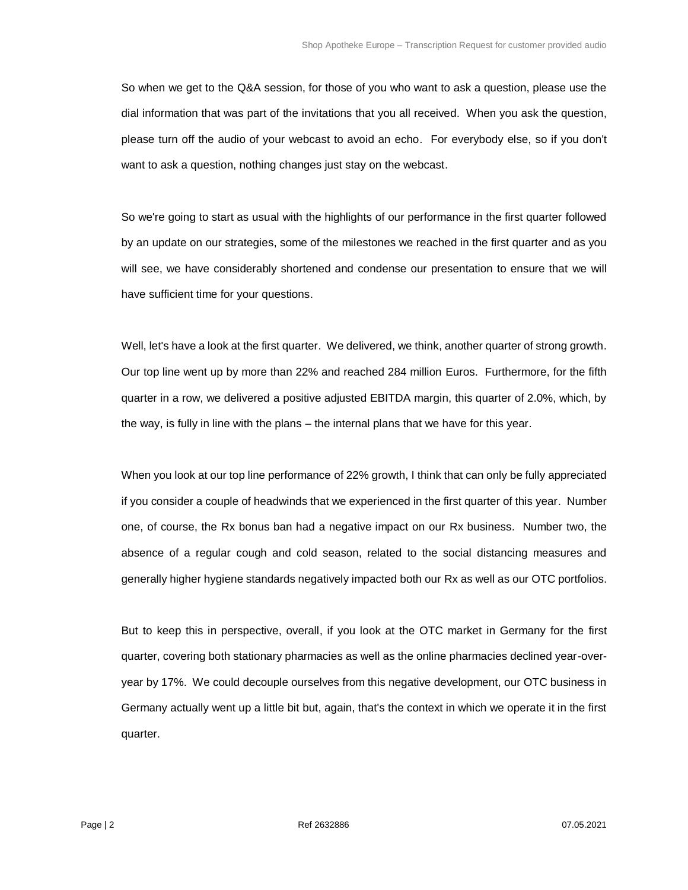So when we get to the Q&A session, for those of you who want to ask a question, please use the dial information that was part of the invitations that you all received. When you ask the question, please turn off the audio of your webcast to avoid an echo. For everybody else, so if you don't want to ask a question, nothing changes just stay on the webcast.

So we're going to start as usual with the highlights of our performance in the first quarter followed by an update on our strategies, some of the milestones we reached in the first quarter and as you will see, we have considerably shortened and condense our presentation to ensure that we will have sufficient time for your questions.

Well, let's have a look at the first quarter. We delivered, we think, another quarter of strong growth. Our top line went up by more than 22% and reached 284 million Euros. Furthermore, for the fifth quarter in a row, we delivered a positive adjusted EBITDA margin, this quarter of 2.0%, which, by the way, is fully in line with the plans – the internal plans that we have for this year.

When you look at our top line performance of 22% growth, I think that can only be fully appreciated if you consider a couple of headwinds that we experienced in the first quarter of this year. Number one, of course, the Rx bonus ban had a negative impact on our Rx business. Number two, the absence of a regular cough and cold season, related to the social distancing measures and generally higher hygiene standards negatively impacted both our Rx as well as our OTC portfolios.

But to keep this in perspective, overall, if you look at the OTC market in Germany for the first quarter, covering both stationary pharmacies as well as the online pharmacies declined year-over-year by 17%. We could decouple ourselves from this negative development, our OTC business in Germany actually went up a little bit but, again, that's the context in which we operate it in the first quarter.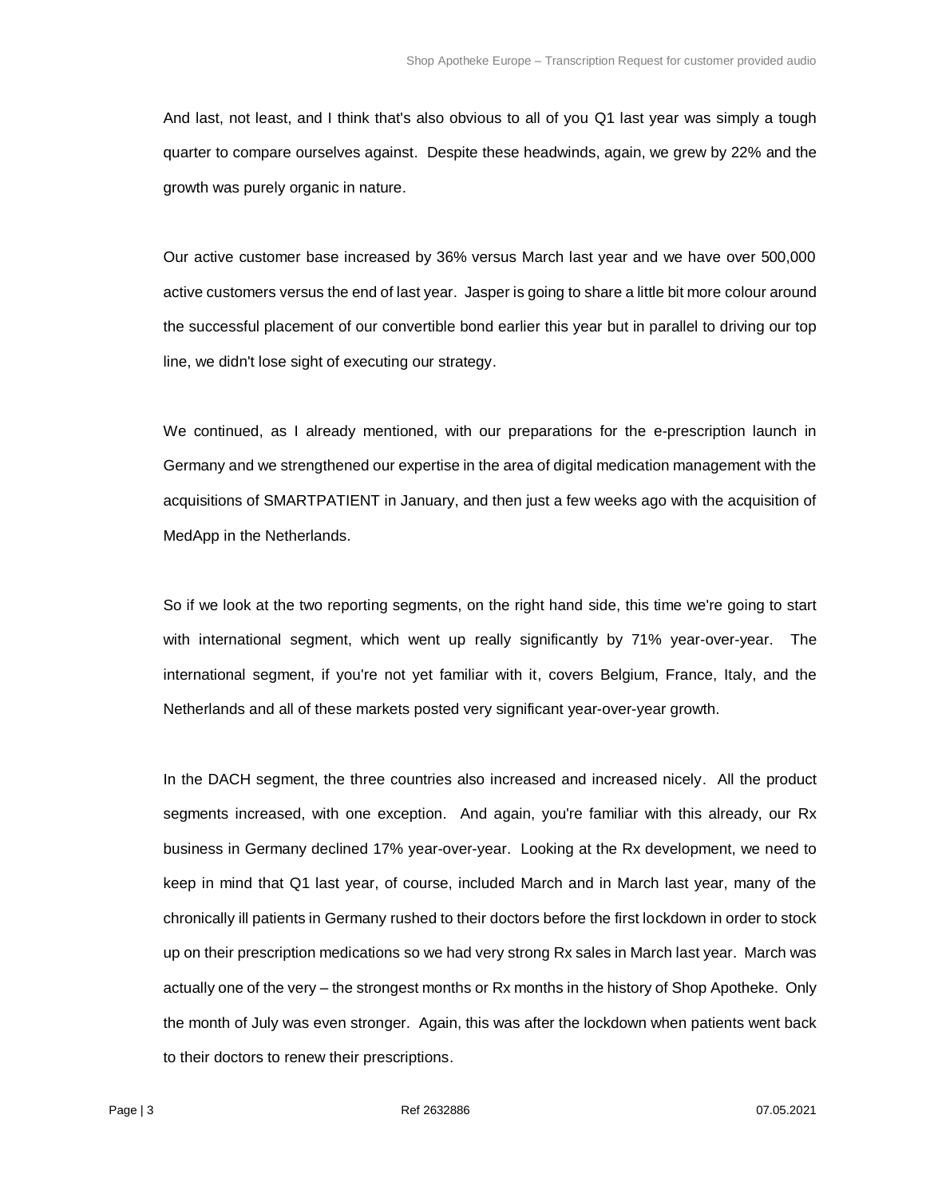And last, not least, and I think that's also obvious to all of you Q1 last year was simply a tough quarter to compare ourselves against. Despite these headwinds, again, we grew by 22% and the growth was purely organic in nature.

Our active customer base increased by 36% versus March last year and we have over 500,000 active customers versus the end of last year. Jasper is going to share a little bit more colour around the successful placement of our convertible bond earlier this year but in parallel to driving our top line, we didn't lose sight of executing our strategy.

We continued, as I already mentioned, with our preparations for the e-prescription launch in Germany and we strengthened our expertise in the area of digital medication management with the acquisitions of SMARTPATIENT in January, and then just a few weeks ago with the acquisition of MedApp in the Netherlands.

So if we look at the two reporting segments, on the right hand side, this time we're going to start with international segment, which went up really significantly by 71% year-over-year. The international segment, if you're not yet familiar with it, covers Belgium, France, Italy, and the Netherlands and all of these markets posted very significant year-over-year growth.

In the DACH segment, the three countries also increased and increased nicely. All the product segments increased, with one exception. And again, you're familiar with this already, our Rx business in Germany declined 17% year-over-year. Looking at the Rx development, we need to keep in mind that Q1 last year, of course, included March and in March last year, many of the chronically ill patients in Germany rushed to their doctors before the first lockdown in order to stock up on their prescription medications so we had very strong Rx sales in March last year. March was actually one of the very – the strongest months or Rx months in the history of Shop Apotheke. Only the month of July was even stronger. Again, this was after the lockdown when patients went back to their doctors to renew their prescriptions.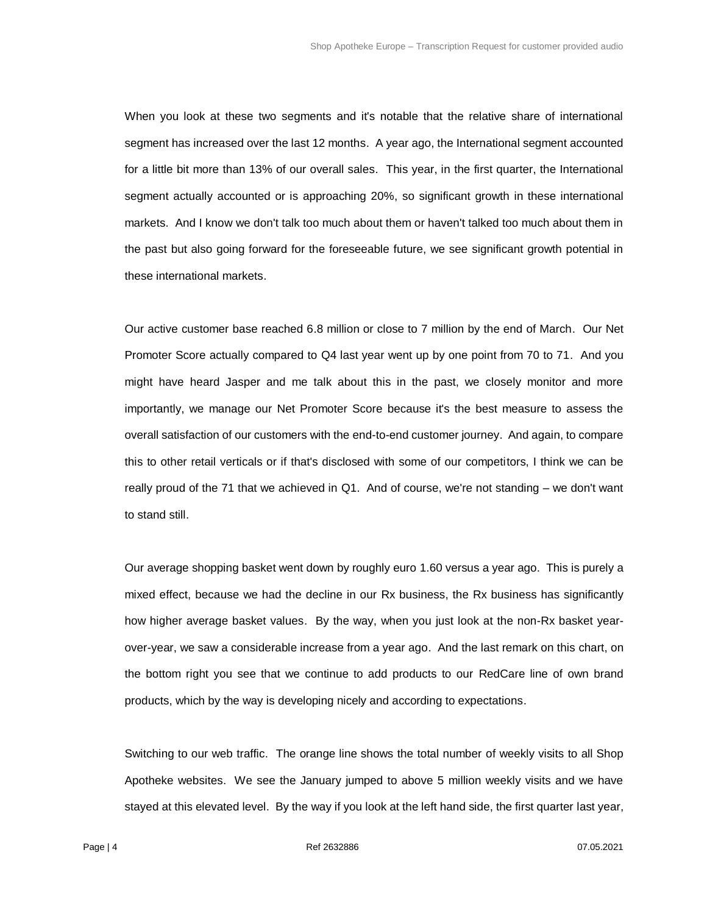When you look at these two segments and it's notable that the relative share of international segment has increased over the last 12 months. A year ago, the International segment accounted for a little bit more than 13% of our overall sales. This year, in the first quarter, the International segment actually accounted or is approaching 20%, so significant growth in these international markets. And I know we don't talk too much about them or haven't talked too much about them in the past but also going forward for the foreseeable future, we see significant growth potential in these international markets.

Our active customer base reached 6.8 million or close to 7 million by the end of March. Our Net Promoter Score actually compared to Q4 last year went up by one point from 70 to 71. And you might have heard Jasper and me talk about this in the past, we closely monitor and more importantly, we manage our Net Promoter Score because it's the best measure to assess the overall satisfaction of our customers with the end-to-end customer journey. And again, to compare this to other retail verticals or if that's disclosed with some of our competitors, I think we can be really proud of the 71 that we achieved in Q1. And of course, we're not standing – we don't want to stand still.

Our average shopping basket went down by roughly euro 1.60 versus a year ago. This is purely a mixed effect, because we had the decline in our Rx business, the Rx business has significantly how higher average basket values. By the way, when you just look at the non-Rx basket year-over-year, we saw a considerable increase from a year ago. And the last remark on this chart, on the bottom right you see that we continue to add products to our RedCare line of own brand products, which by the way is developing nicely and according to expectations.

Switching to our web traffic. The orange line shows the total number of weekly visits to all Shop Apotheke websites. We see the January jumped to above 5 million weekly visits and we have stayed at this elevated level. By the way if you look at the left hand side, the first quarter last year,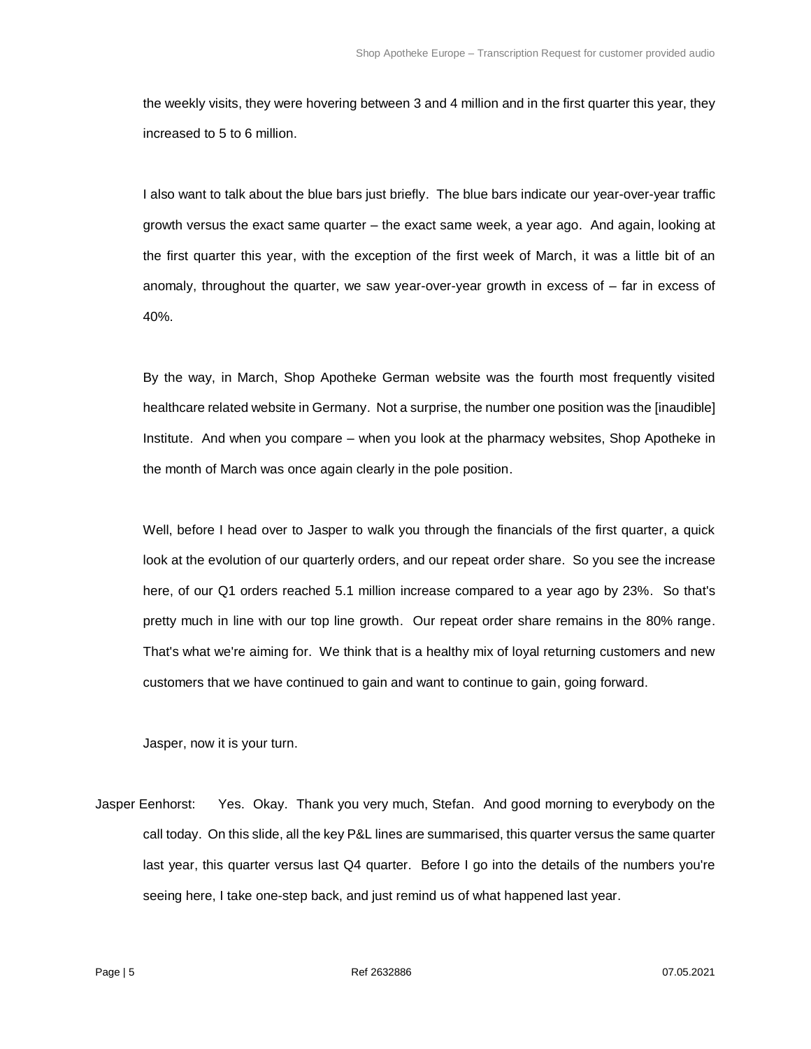the weekly visits, they were hovering between 3 and 4 million and in the first quarter this year, they increased to 5 to 6 million.

I also want to talk about the blue bars just briefly. The blue bars indicate our year-over-year traffic growth versus the exact same quarter – the exact same week, a year ago. And again, looking at the first quarter this year, with the exception of the first week of March, it was a little bit of an anomaly, throughout the quarter, we saw year-over-year growth in excess of – far in excess of 40%.

By the way, in March, Shop Apotheke German website was the fourth most frequently visited healthcare related website in Germany. Not a surprise, the number one position was the [inaudible] Institute. And when you compare – when you look at the pharmacy websites, Shop Apotheke in the month of March was once again clearly in the pole position.

Well, before I head over to Jasper to walk you through the financials of the first quarter, a quick look at the evolution of our quarterly orders, and our repeat order share. So you see the increase here, of our Q1 orders reached 5.1 million increase compared to a year ago by 23%. So that's pretty much in line with our top line growth. Our repeat order share remains in the 80% range. That's what we're aiming for. We think that is a healthy mix of loyal returning customers and new customers that we have continued to gain and want to continue to gain, going forward.

Jasper, now it is your turn.

Jasper Eenhorst: Yes. Okay. Thank you very much, Stefan. And good morning to everybody on the call today. On this slide, all the key P&L lines are summarised, this quarter versus the same quarter last year, this quarter versus last Q4 quarter. Before I go into the details of the numbers you're seeing here, I take one-step back, and just remind us of what happened last year.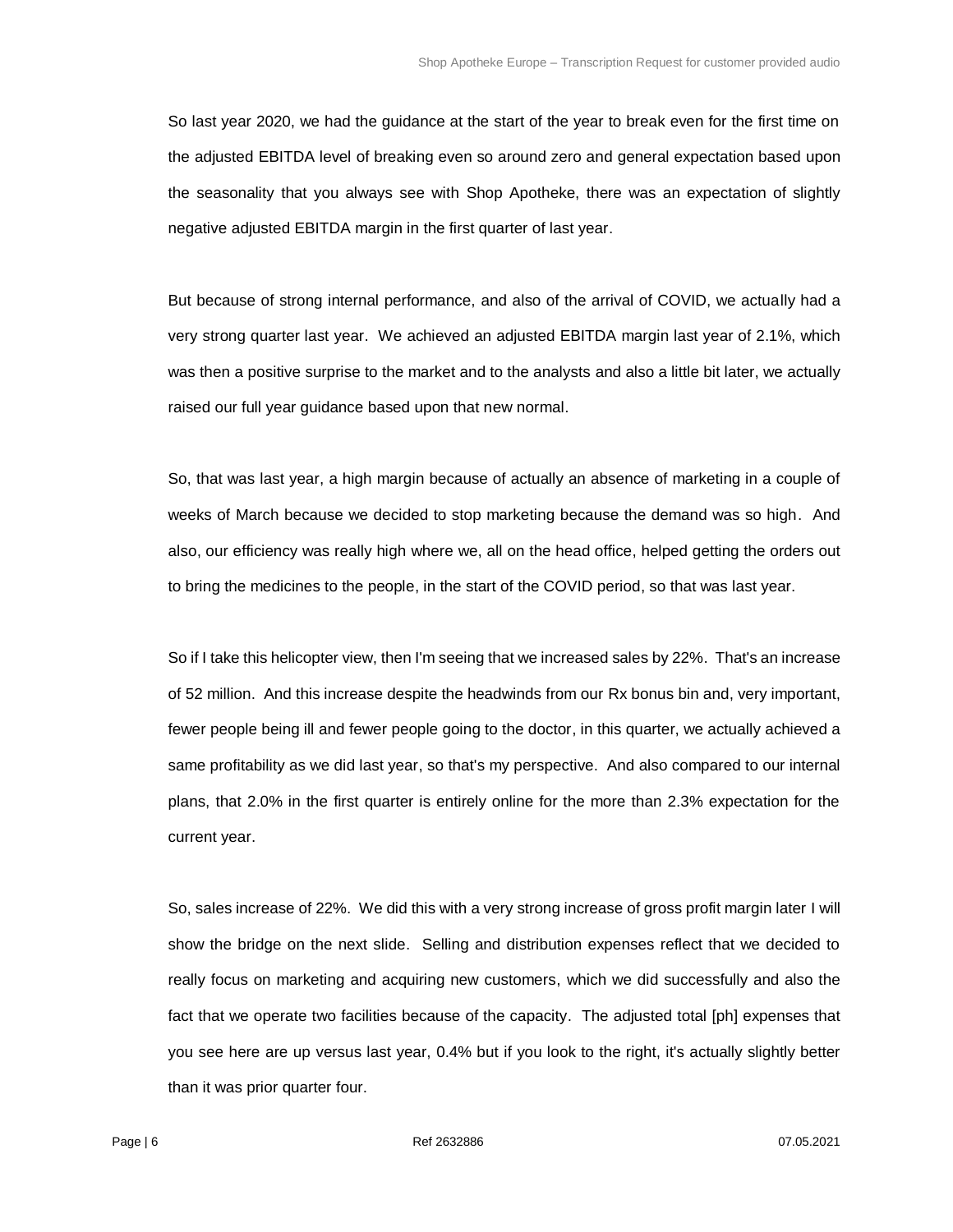So last year 2020, we had the guidance at the start of the year to break even for the first time on the adjusted EBITDA level of breaking even so around zero and general expectation based upon the seasonality that you always see with Shop Apotheke, there was an expectation of slightly negative adjusted EBITDA margin in the first quarter of last year.

But because of strong internal performance, and also of the arrival of COVID, we actually had a very strong quarter last year. We achieved an adjusted EBITDA margin last year of 2.1%, which was then a positive surprise to the market and to the analysts and also a little bit later, we actually raised our full year guidance based upon that new normal.

So, that was last year, a high margin because of actually an absence of marketing in a couple of weeks of March because we decided to stop marketing because the demand was so high. And also, our efficiency was really high where we, all on the head office, helped getting the orders out to bring the medicines to the people, in the start of the COVID period, so that was last year.

So if I take this helicopter view, then I'm seeing that we increased sales by 22%. That's an increase of 52 million. And this increase despite the headwinds from our Rx bonus bin and, very important, fewer people being ill and fewer people going to the doctor, in this quarter, we actually achieved a same profitability as we did last year, so that's my perspective. And also compared to our internal plans, that 2.0% in the first quarter is entirely online for the more than 2.3% expectation for the current year.

So, sales increase of 22%. We did this with a very strong increase of gross profit margin later I will show the bridge on the next slide. Selling and distribution expenses reflect that we decided to really focus on marketing and acquiring new customers, which we did successfully and also the fact that we operate two facilities because of the capacity. The adjusted total [ph] expenses that you see here are up versus last year, 0.4% but if you look to the right, it's actually slightly better than it was prior quarter four.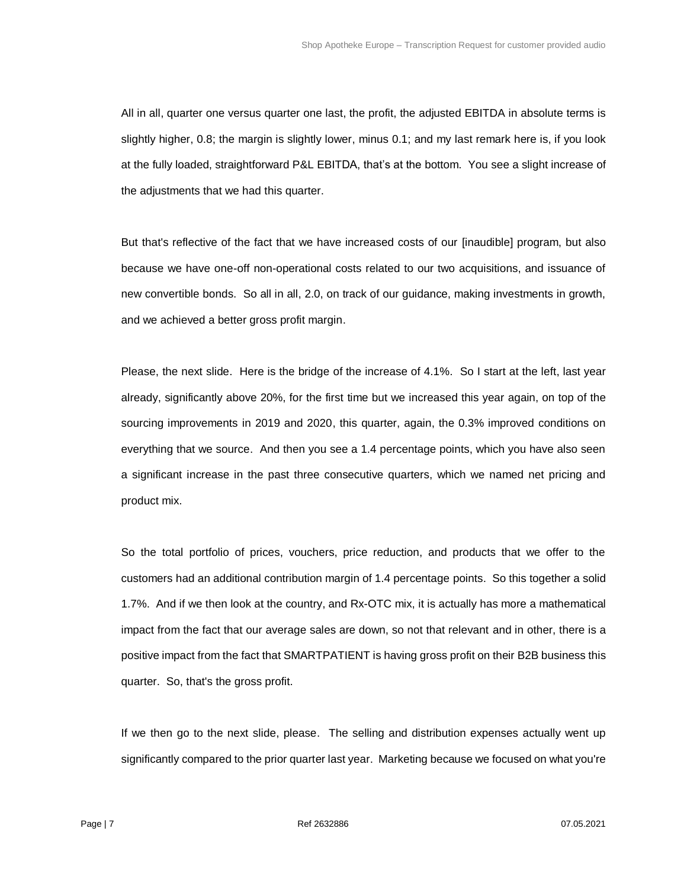All in all, quarter one versus quarter one last, the profit, the adjusted EBITDA in absolute terms is slightly higher, 0.8; the margin is slightly lower, minus 0.1; and my last remark here is, if you look at the fully loaded, straightforward P&L EBITDA, that's at the bottom. You see a slight increase of the adjustments that we had this quarter.

But that's reflective of the fact that we have increased costs of our [inaudible] program, but also because we have one-off non-operational costs related to our two acquisitions, and issuance of new convertible bonds. So all in all, 2.0, on track of our guidance, making investments in growth, and we achieved a better gross profit margin.

Please, the next slide. Here is the bridge of the increase of 4.1%. So I start at the left, last year already, significantly above 20%, for the first time but we increased this year again, on top of the sourcing improvements in 2019 and 2020, this quarter, again, the 0.3% improved conditions on everything that we source. And then you see a 1.4 percentage points, which you have also seen a significant increase in the past three consecutive quarters, which we named net pricing and product mix.

So the total portfolio of prices, vouchers, price reduction, and products that we offer to the customers had an additional contribution margin of 1.4 percentage points. So this together a solid 1.7%. And if we then look at the country, and Rx-OTC mix, it is actually has more a mathematical impact from the fact that our average sales are down, so not that relevant and in other, there is a positive impact from the fact that SMARTPATIENT is having gross profit on their B2B business this quarter. So, that's the gross profit.

If we then go to the next slide, please. The selling and distribution expenses actually went up significantly compared to the prior quarter last year. Marketing because we focused on what you're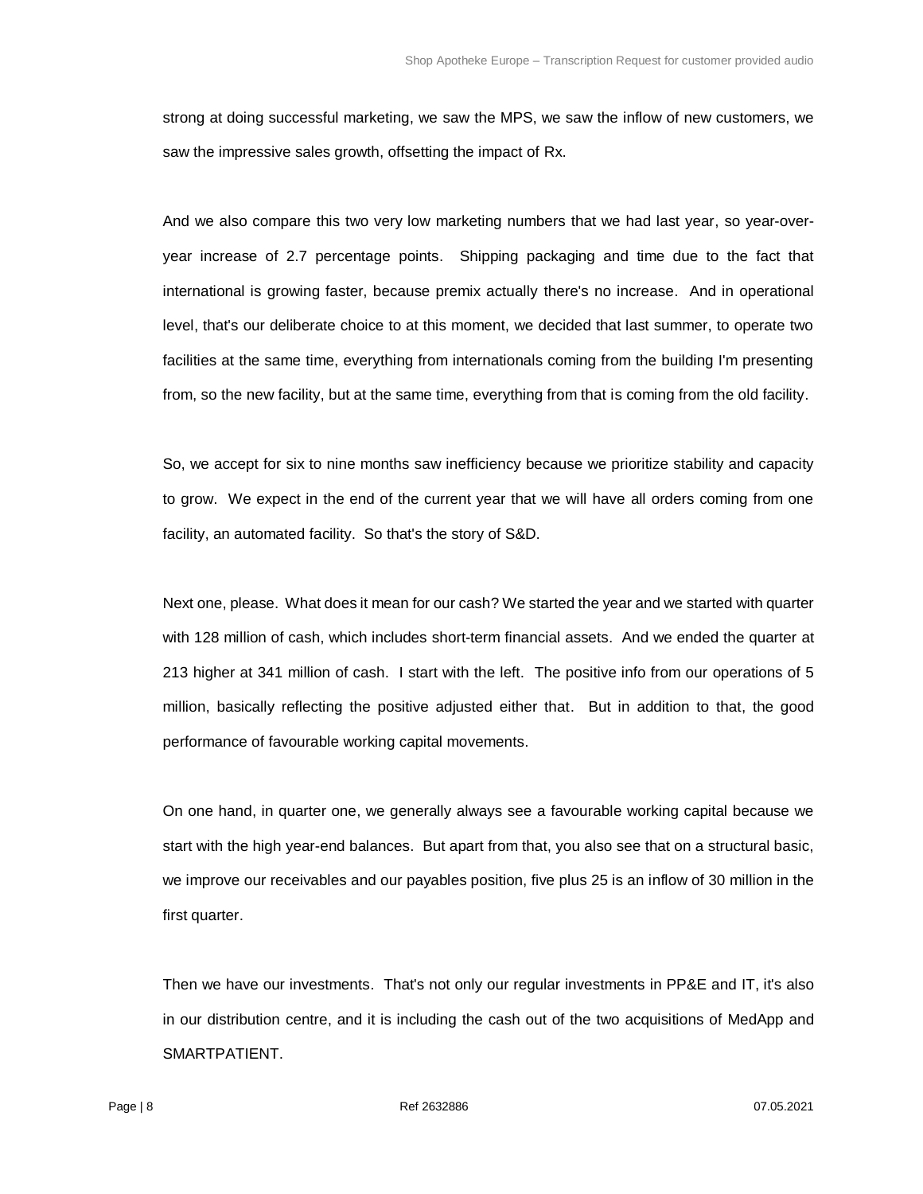strong at doing successful marketing, we saw the MPS, we saw the inflow of new customers, we saw the impressive sales growth, offsetting the impact of Rx.

And we also compare this two very low marketing numbers that we had last year, so year-over-year increase of 2.7 percentage points. Shipping packaging and time due to the fact that international is growing faster, because premix actually there's no increase. And in operational level, that's our deliberate choice to at this moment, we decided that last summer, to operate two facilities at the same time, everything from internationals coming from the building I'm presenting from, so the new facility, but at the same time, everything from that is coming from the old facility.

So, we accept for six to nine months saw inefficiency because we prioritize stability and capacity to grow. We expect in the end of the current year that we will have all orders coming from one facility, an automated facility. So that's the story of S&D.

Next one, please. What does it mean for our cash? We started the year and we started with quarter with 128 million of cash, which includes short-term financial assets. And we ended the quarter at 213 higher at 341 million of cash. I start with the left. The positive info from our operations of 5 million, basically reflecting the positive adjusted either that. But in addition to that, the good performance of favourable working capital movements.

On one hand, in quarter one, we generally always see a favourable working capital because we start with the high year-end balances. But apart from that, you also see that on a structural basic, we improve our receivables and our payables position, five plus 25 is an inflow of 30 million in the first quarter.

Then we have our investments. That's not only our regular investments in PP&E and IT, it's also in our distribution centre, and it is including the cash out of the two acquisitions of MedApp and SMARTPATIENT.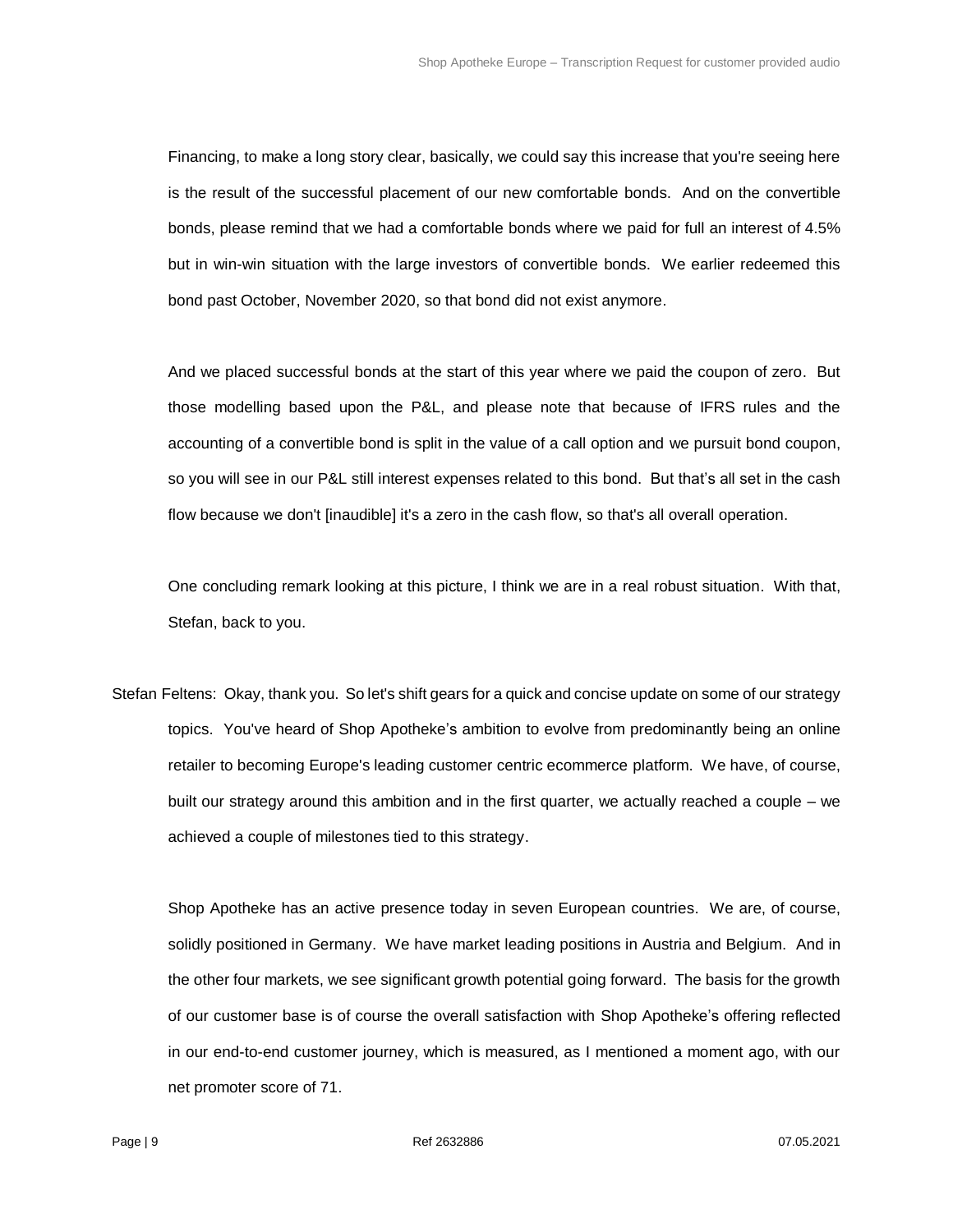Financing, to make a long story clear, basically, we could say this increase that you're seeing here is the result of the successful placement of our new comfortable bonds. And on the convertible bonds, please remind that we had a comfortable bonds where we paid for full an interest of 4.5% but in win-win situation with the large investors of convertible bonds. We earlier redeemed this bond past October, November 2020, so that bond did not exist anymore.

And we placed successful bonds at the start of this year where we paid the coupon of zero. But those modelling based upon the P&L, and please note that because of IFRS rules and the accounting of a convertible bond is split in the value of a call option and we pursuit bond coupon, so you will see in our P&L still interest expenses related to this bond. But that's all set in the cash flow because we don't [inaudible] it's a zero in the cash flow, so that's all overall operation.

One concluding remark looking at this picture, I think we are in a real robust situation. With that, Stefan, back to you.

Stefan Feltens: Okay, thank you. So let's shift gears for a quick and concise update on some of our strategy topics. You've heard of Shop Apotheke's ambition to evolve from predominantly being an online retailer to becoming Europe's leading customer centric ecommerce platform. We have, of course, built our strategy around this ambition and in the first quarter, we actually reached a couple – we achieved a couple of milestones tied to this strategy.

Shop Apotheke has an active presence today in seven European countries. We are, of course, solidly positioned in Germany. We have market leading positions in Austria and Belgium. And in the other four markets, we see significant growth potential going forward. The basis for the growth of our customer base is of course the overall satisfaction with Shop Apotheke's offering reflected in our end-to-end customer journey, which is measured, as I mentioned a moment ago, with our net promoter score of 71.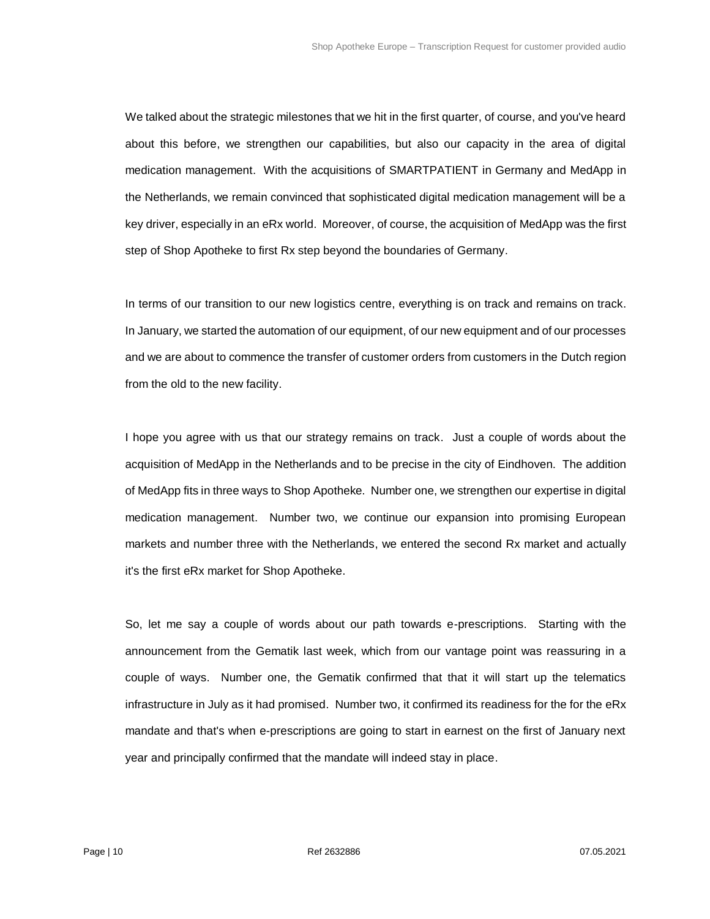We talked about the strategic milestones that we hit in the first quarter, of course, and you've heard about this before, we strengthen our capabilities, but also our capacity in the area of digital medication management. With the acquisitions of SMARTPATIENT in Germany and MedApp in the Netherlands, we remain convinced that sophisticated digital medication management will be a key driver, especially in an eRx world. Moreover, of course, the acquisition of MedApp was the first step of Shop Apotheke to first Rx step beyond the boundaries of Germany.

In terms of our transition to our new logistics centre, everything is on track and remains on track. In January, we started the automation of our equipment, of our new equipment and of our processes and we are about to commence the transfer of customer orders from customers in the Dutch region from the old to the new facility.

I hope you agree with us that our strategy remains on track. Just a couple of words about the acquisition of MedApp in the Netherlands and to be precise in the city of Eindhoven. The addition of MedApp fits in three ways to Shop Apotheke. Number one, we strengthen our expertise in digital medication management. Number two, we continue our expansion into promising European markets and number three with the Netherlands, we entered the second Rx market and actually it's the first eRx market for Shop Apotheke.

So, let me say a couple of words about our path towards e-prescriptions. Starting with the announcement from the Gematik last week, which from our vantage point was reassuring in a couple of ways. Number one, the Gematik confirmed that that it will start up the telematics infrastructure in July as it had promised. Number two, it confirmed its readiness for the for the eRx mandate and that's when e-prescriptions are going to start in earnest on the first of January next year and principally confirmed that the mandate will indeed stay in place.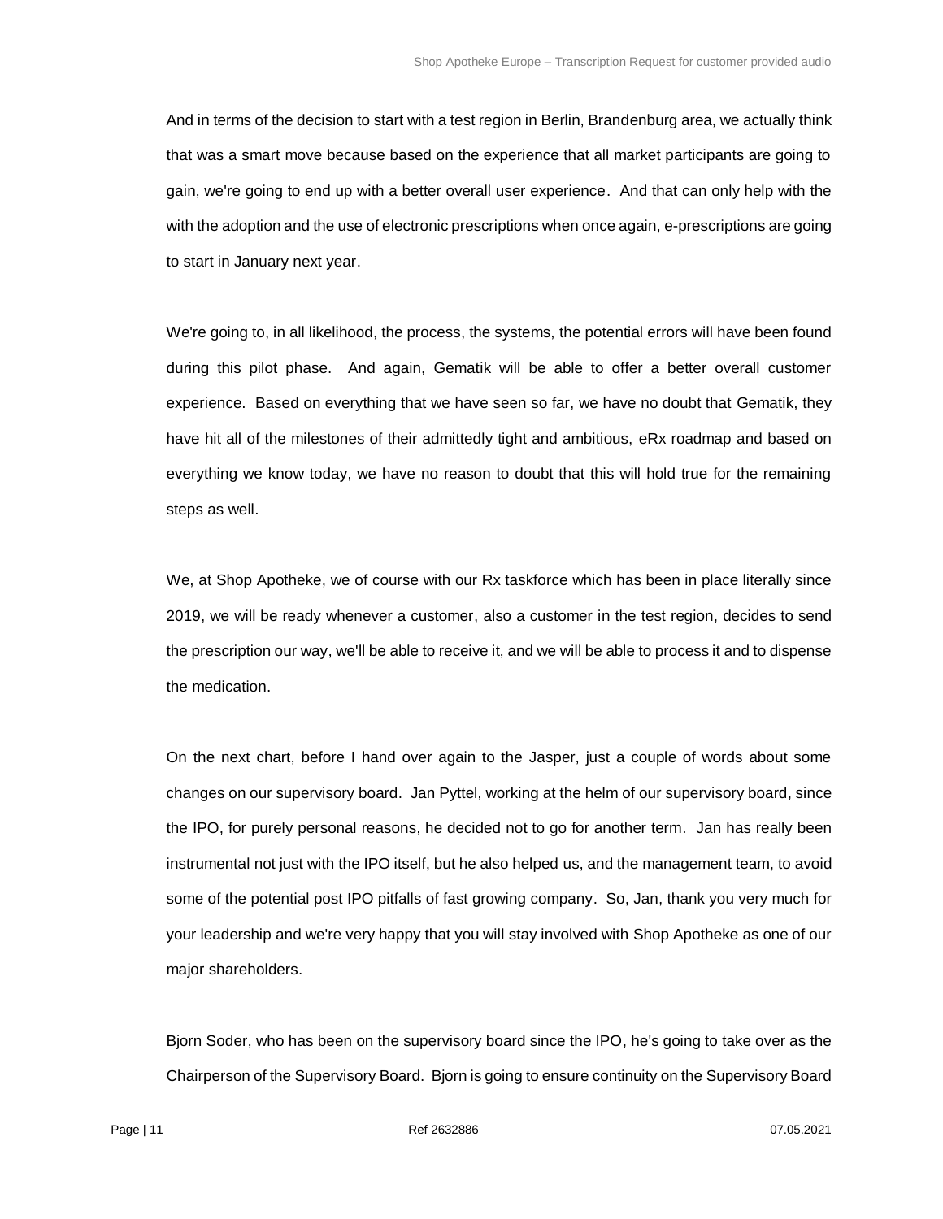And in terms of the decision to start with a test region in Berlin, Brandenburg area, we actually think that was a smart move because based on the experience that all market participants are going to gain, we're going to end up with a better overall user experience. And that can only help with the with the adoption and the use of electronic prescriptions when once again, e-prescriptions are going to start in January next year.

We're going to, in all likelihood, the process, the systems, the potential errors will have been found during this pilot phase. And again, Gematik will be able to offer a better overall customer experience. Based on everything that we have seen so far, we have no doubt that Gematik, they have hit all of the milestones of their admittedly tight and ambitious, eRx roadmap and based on everything we know today, we have no reason to doubt that this will hold true for the remaining steps as well.

We, at Shop Apotheke, we of course with our Rx taskforce which has been in place literally since 2019, we will be ready whenever a customer, also a customer in the test region, decides to send the prescription our way, we'll be able to receive it, and we will be able to process it and to dispense the medication.

On the next chart, before I hand over again to the Jasper, just a couple of words about some changes on our supervisory board. Jan Pyttel, working at the helm of our supervisory board, since the IPO, for purely personal reasons, he decided not to go for another term. Jan has really been instrumental not just with the IPO itself, but he also helped us, and the management team, to avoid some of the potential post IPO pitfalls of fast growing company. So, Jan, thank you very much for your leadership and we're very happy that you will stay involved with Shop Apotheke as one of our major shareholders.

Bjorn Soder, who has been on the supervisory board since the IPO, he's going to take over as the Chairperson of the Supervisory Board. Bjorn is going to ensure continuity on the Supervisory Board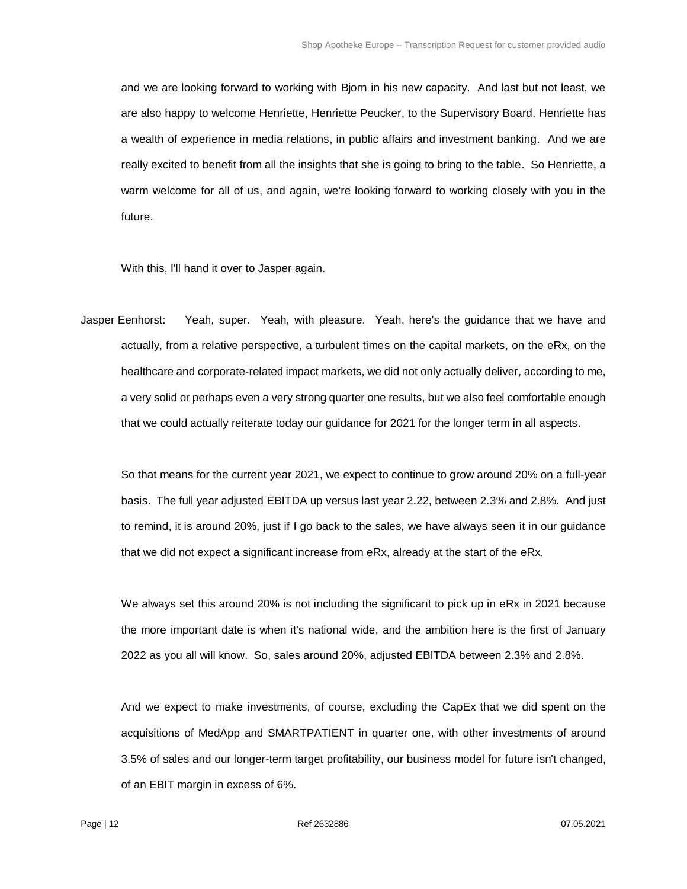and we are looking forward to working with Bjorn in his new capacity. And last but not least, we are also happy to welcome Henriette, Henriette Peucker, to the Supervisory Board, Henriette has a wealth of experience in media relations, in public affairs and investment banking. And we are really excited to benefit from all the insights that she is going to bring to the table. So Henriette, a warm welcome for all of us, and again, we're looking forward to working closely with you in the future.

With this, I'll hand it over to Jasper again.

Jasper Eenhorst: Yeah, super. Yeah, with pleasure. Yeah, here's the guidance that we have and actually, from a relative perspective, a turbulent times on the capital markets, on the eRx, on the healthcare and corporate-related impact markets, we did not only actually deliver, according to me, a very solid or perhaps even a very strong quarter one results, but we also feel comfortable enough that we could actually reiterate today our guidance for 2021 for the longer term in all aspects.

So that means for the current year 2021, we expect to continue to grow around 20% on a full-year basis. The full year adjusted EBITDA up versus last year 2.22, between 2.3% and 2.8%. And just to remind, it is around 20%, just if I go back to the sales, we have always seen it in our guidance that we did not expect a significant increase from eRx, already at the start of the eRx.

We always set this around 20% is not including the significant to pick up in eRx in 2021 because the more important date is when it's national wide, and the ambition here is the first of January 2022 as you all will know. So, sales around 20%, adjusted EBITDA between 2.3% and 2.8%.

And we expect to make investments, of course, excluding the CapEx that we did spent on the acquisitions of MedApp and SMARTPATIENT in quarter one, with other investments of around 3.5% of sales and our longer-term target profitability, our business model for future isn't changed, of an EBIT margin in excess of 6%.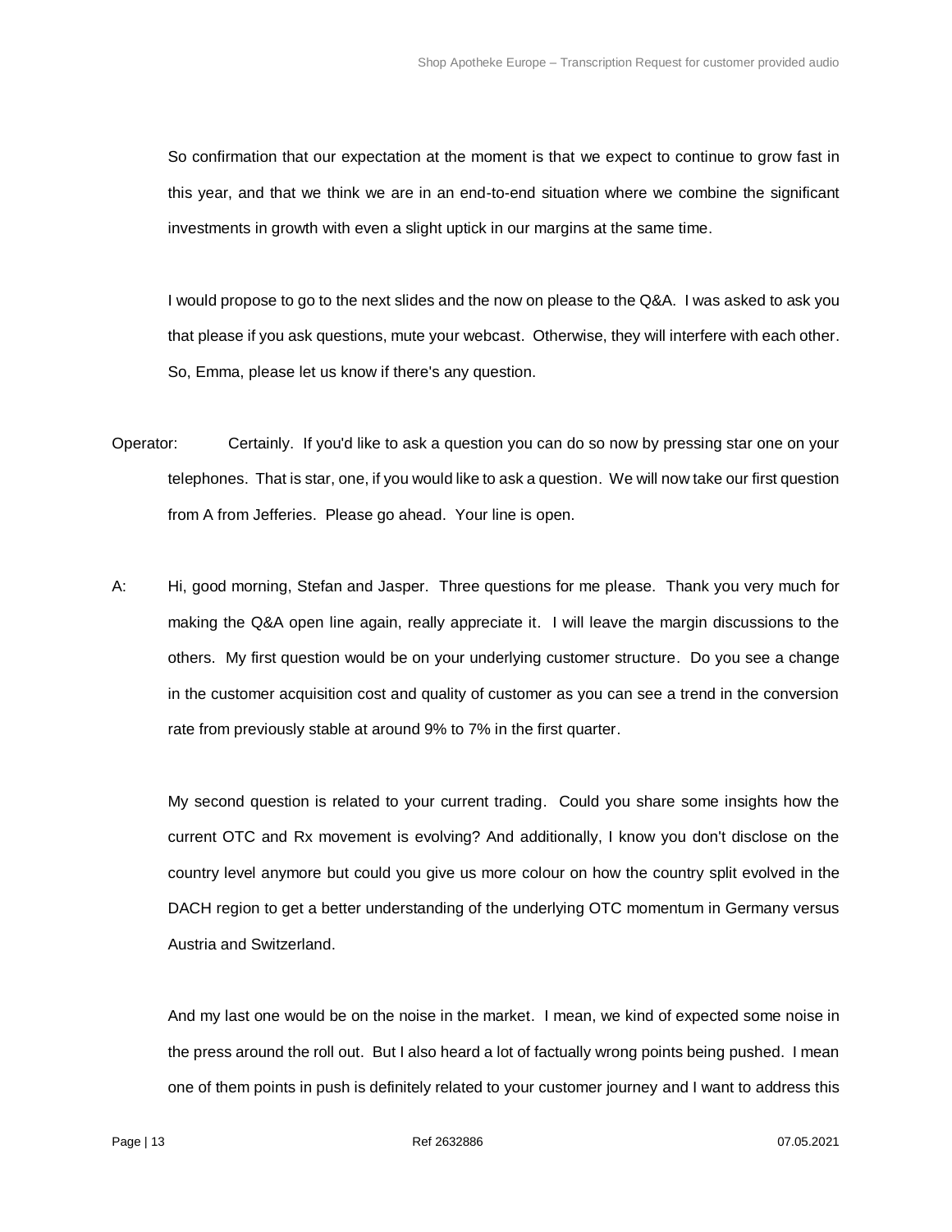So confirmation that our expectation at the moment is that we expect to continue to grow fast in this year, and that we think we are in an end-to-end situation where we combine the significant investments in growth with even a slight uptick in our margins at the same time.

I would propose to go to the next slides and the now on please to the Q&A. I was asked to ask you that please if you ask questions, mute your webcast. Otherwise, they will interfere with each other. So, Emma, please let us know if there's any question.

Operator: Certainly. If you'd like to ask a question you can do so now by pressing star one on your telephones. That is star, one, if you would like to ask a question. We will now take our first question from A from Jefferies. Please go ahead. Your line is open.

A: Hi, good morning, Stefan and Jasper. Three questions for me please. Thank you very much for making the Q&A open line again, really appreciate it. I will leave the margin discussions to the others. My first question would be on your underlying customer structure. Do you see a change in the customer acquisition cost and quality of customer as you can see a trend in the conversion rate from previously stable at around 9% to 7% in the first quarter.

My second question is related to your current trading. Could you share some insights how the current OTC and Rx movement is evolving? And additionally, I know you don't disclose on the country level anymore but could you give us more colour on how the country split evolved in the DACH region to get a better understanding of the underlying OTC momentum in Germany versus Austria and Switzerland.

And my last one would be on the noise in the market. I mean, we kind of expected some noise in the press around the roll out. But I also heard a lot of factually wrong points being pushed. I mean one of them points in push is definitely related to your customer journey and I want to address this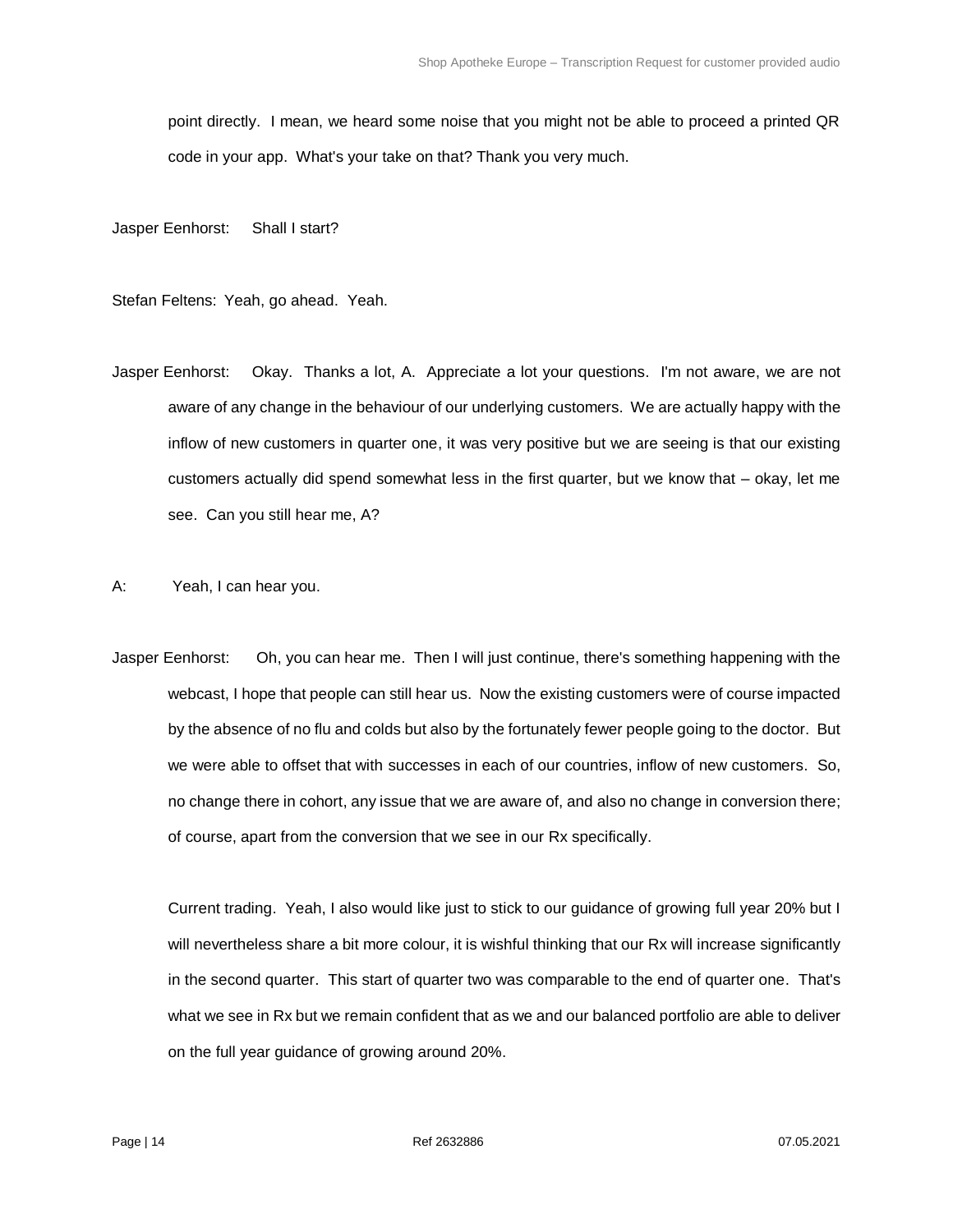point directly. I mean, we heard some noise that you might not be able to proceed a printed QR code in your app. What's your take on that? Thank you very much.

Jasper Eenhorst: Shall I start?

Stefan Feltens: Yeah, go ahead. Yeah.

Jasper Eenhorst: Okay. Thanks a lot, A. Appreciate a lot your questions. I'm not aware, we are not aware of any change in the behaviour of our underlying customers. We are actually happy with the inflow of new customers in quarter one, it was very positive but we are seeing is that our existing customers actually did spend somewhat less in the first quarter, but we know that – okay, let me see. Can you still hear me, A?

A: Yeah, I can hear you.

Jasper Eenhorst: Oh, you can hear me. Then I will just continue, there's something happening with the webcast, I hope that people can still hear us. Now the existing customers were of course impacted by the absence of no flu and colds but also by the fortunately fewer people going to the doctor. But we were able to offset that with successes in each of our countries, inflow of new customers. So, no change there in cohort, any issue that we are aware of, and also no change in conversion there; of course, apart from the conversion that we see in our Rx specifically.

Current trading. Yeah, I also would like just to stick to our guidance of growing full year 20% but I will nevertheless share a bit more colour, it is wishful thinking that our Rx will increase significantly in the second quarter. This start of quarter two was comparable to the end of quarter one. That's what we see in Rx but we remain confident that as we and our balanced portfolio are able to deliver on the full year guidance of growing around 20%.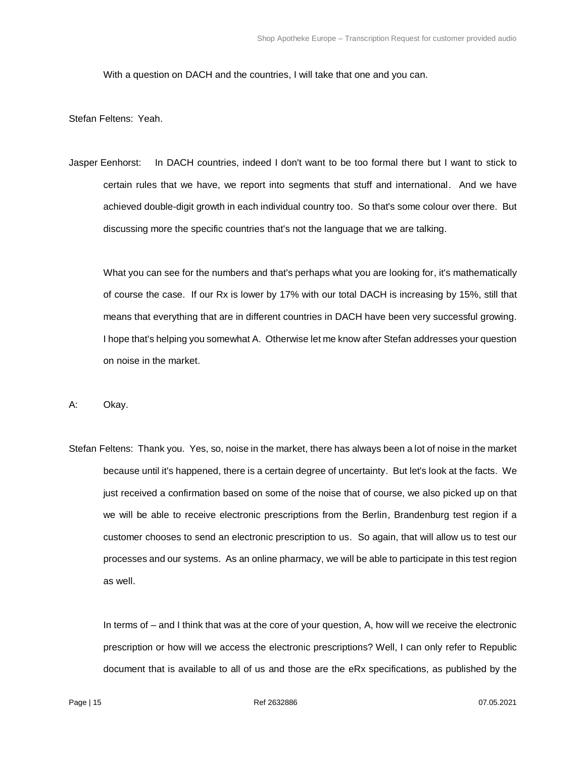With a question on DACH and the countries, I will take that one and you can.

Stefan Feltens: Yeah.

Jasper Eenhorst: In DACH countries, indeed I don't want to be too formal there but I want to stick to certain rules that we have, we report into segments that stuff and international. And we have achieved double-digit growth in each individual country too. So that's some colour over there. But discussing more the specific countries that's not the language that we are talking.

What you can see for the numbers and that's perhaps what you are looking for, it's mathematically of course the case. If our Rx is lower by 17% with our total DACH is increasing by 15%, still that means that everything that are in different countries in DACH have been very successful growing. I hope that's helping you somewhat A. Otherwise let me know after Stefan addresses your question on noise in the market.

A: Okay.

Stefan Feltens: Thank you. Yes, so, noise in the market, there has always been a lot of noise in the market because until it's happened, there is a certain degree of uncertainty. But let's look at the facts. We just received a confirmation based on some of the noise that of course, we also picked up on that we will be able to receive electronic prescriptions from the Berlin, Brandenburg test region if a customer chooses to send an electronic prescription to us. So again, that will allow us to test our processes and our systems. As an online pharmacy, we will be able to participate in this test region as well.

In terms of – and I think that was at the core of your question, A, how will we receive the electronic prescription or how will we access the electronic prescriptions? Well, I can only refer to Republic document that is available to all of us and those are the eRx specifications, as published by the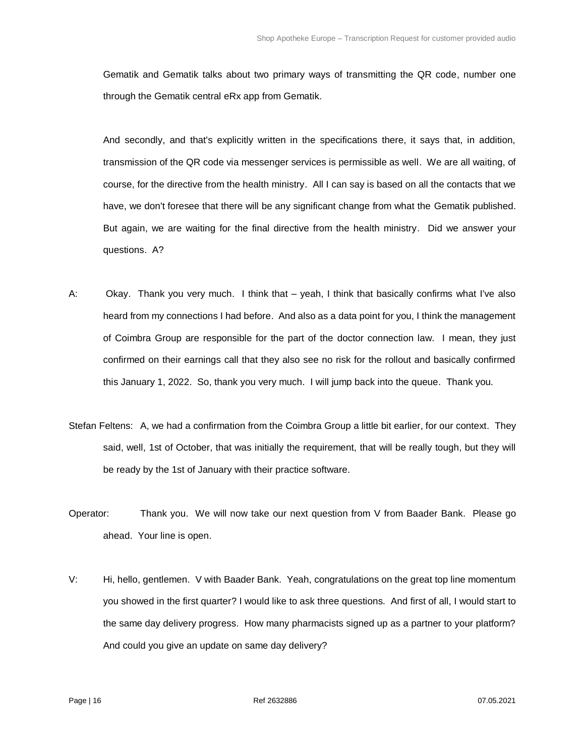Gematik and Gematik talks about two primary ways of transmitting the QR code, number one through the Gematik central eRx app from Gematik.

And secondly, and that's explicitly written in the specifications there, it says that, in addition, transmission of the QR code via messenger services is permissible as well. We are all waiting, of course, for the directive from the health ministry. All I can say is based on all the contacts that we have, we don't foresee that there will be any significant change from what the Gematik published. But again, we are waiting for the final directive from the health ministry. Did we answer your questions. A?

A: Okay. Thank you very much. I think that – yeah, I think that basically confirms what I've also heard from my connections I had before. And also as a data point for you, I think the management of Coimbra Group are responsible for the part of the doctor connection law. I mean, they just confirmed on their earnings call that they also see no risk for the rollout and basically confirmed this January 1, 2022. So, thank you very much. I will jump back into the queue. Thank you.

Stefan Feltens: A, we had a confirmation from the Coimbra Group a little bit earlier, for our context. They said, well, 1st of October, that was initially the requirement, that will be really tough, but they will be ready by the 1st of January with their practice software.

Operator: Thank you. We will now take our next question from V from Baader Bank. Please go ahead. Your line is open.

V: Hi, hello, gentlemen. V with Baader Bank. Yeah, congratulations on the great top line momentum you showed in the first quarter? I would like to ask three questions. And first of all, I would start to the same day delivery progress. How many pharmacists signed up as a partner to your platform? And could you give an update on same day delivery?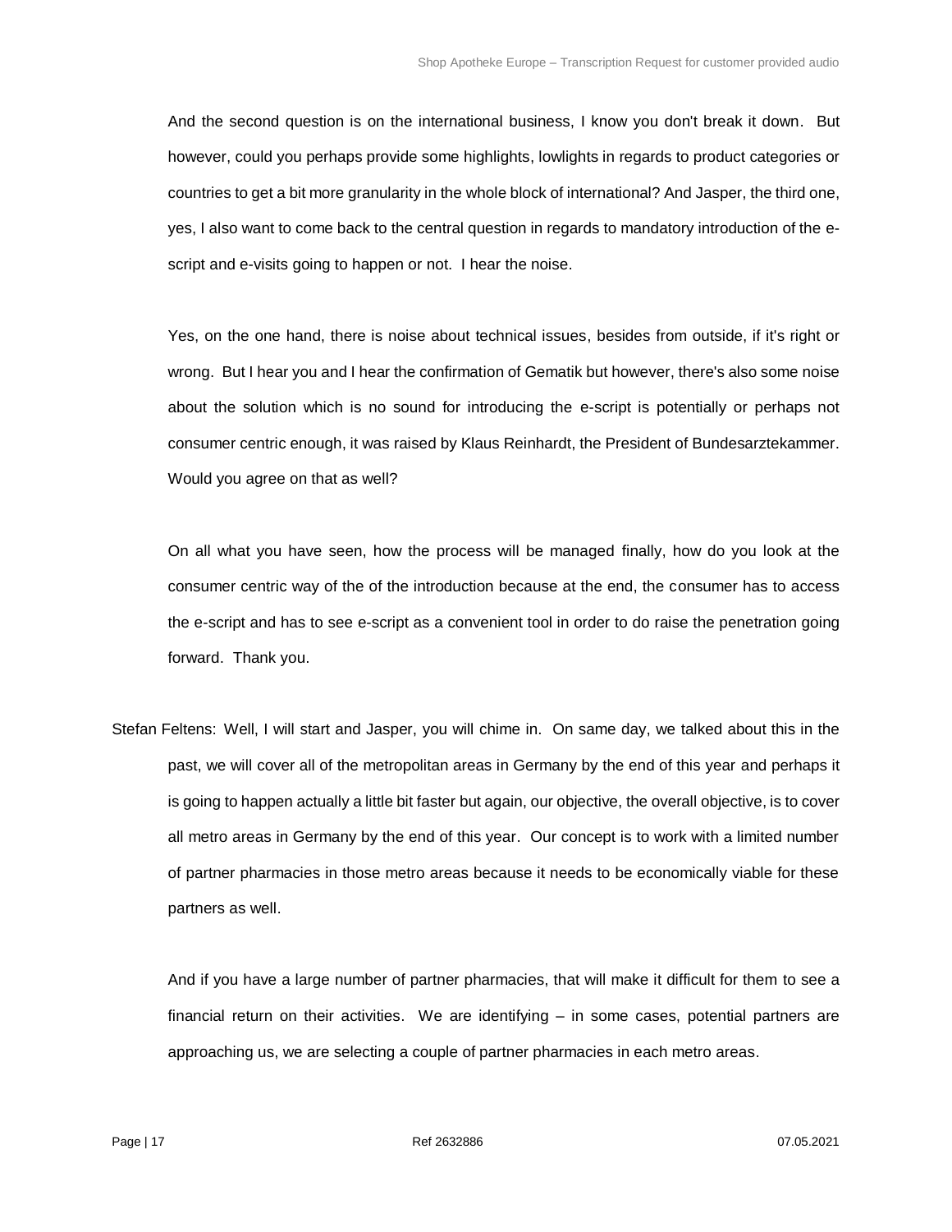And the second question is on the international business, I know you don't break it down. But however, could you perhaps provide some highlights, lowlights in regards to product categories or countries to get a bit more granularity in the whole block of international? And Jasper, the third one, yes, I also want to come back to the central question in regards to mandatory introduction of the e-script and e-visits going to happen or not. I hear the noise.

Yes, on the one hand, there is noise about technical issues, besides from outside, if it's right or wrong. But I hear you and I hear the confirmation of Gematik but however, there's also some noise about the solution which is no sound for introducing the e-script is potentially or perhaps not consumer centric enough, it was raised by Klaus Reinhardt, the President of Bundesarztekammer. Would you agree on that as well?

On all what you have seen, how the process will be managed finally, how do you look at the consumer centric way of the of the introduction because at the end, the consumer has to access the e-script and has to see e-script as a convenient tool in order to do raise the penetration going forward. Thank you.

Stefan Feltens: Well, I will start and Jasper, you will chime in. On same day, we talked about this in the past, we will cover all of the metropolitan areas in Germany by the end of this year and perhaps it is going to happen actually a little bit faster but again, our objective, the overall objective, is to cover all metro areas in Germany by the end of this year. Our concept is to work with a limited number of partner pharmacies in those metro areas because it needs to be economically viable for these partners as well.

And if you have a large number of partner pharmacies, that will make it difficult for them to see a financial return on their activities. We are identifying – in some cases, potential partners are approaching us, we are selecting a couple of partner pharmacies in each metro areas.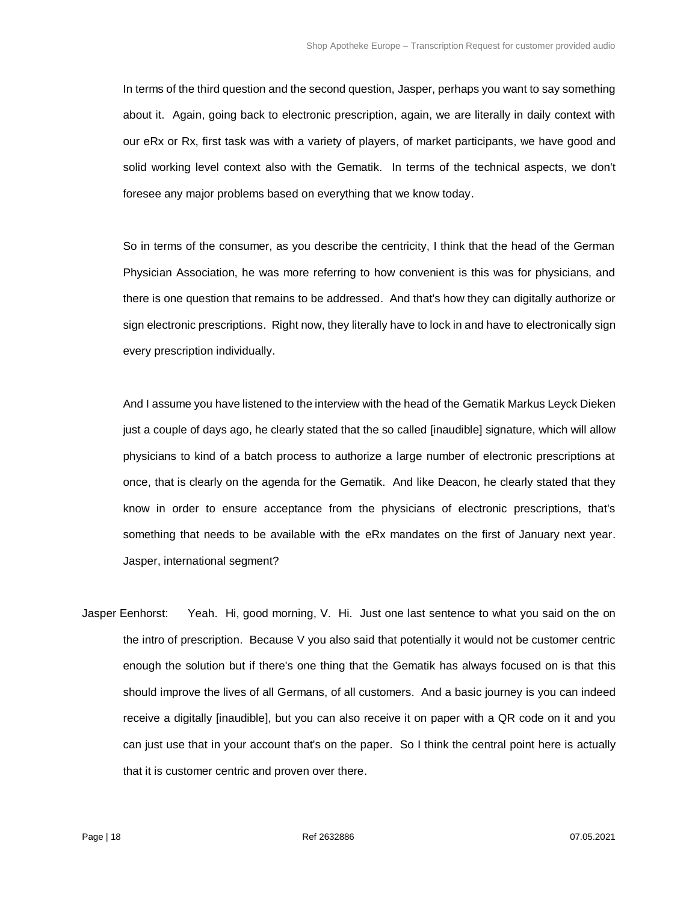In terms of the third question and the second question, Jasper, perhaps you want to say something about it. Again, going back to electronic prescription, again, we are literally in daily context with our eRx or Rx, first task was with a variety of players, of market participants, we have good and solid working level context also with the Gematik. In terms of the technical aspects, we don't foresee any major problems based on everything that we know today.

So in terms of the consumer, as you describe the centricity, I think that the head of the German Physician Association, he was more referring to how convenient is this was for physicians, and there is one question that remains to be addressed. And that's how they can digitally authorize or sign electronic prescriptions. Right now, they literally have to lock in and have to electronically sign every prescription individually.

And I assume you have listened to the interview with the head of the Gematik Markus Leyck Dieken just a couple of days ago, he clearly stated that the so called [inaudible] signature, which will allow physicians to kind of a batch process to authorize a large number of electronic prescriptions at once, that is clearly on the agenda for the Gematik. And like Deacon, he clearly stated that they know in order to ensure acceptance from the physicians of electronic prescriptions, that's something that needs to be available with the eRx mandates on the first of January next year. Jasper, international segment?

Jasper Eenhorst: Yeah. Hi, good morning, V. Hi. Just one last sentence to what you said on the on the intro of prescription. Because V you also said that potentially it would not be customer centric enough the solution but if there's one thing that the Gematik has always focused on is that this should improve the lives of all Germans, of all customers. And a basic journey is you can indeed receive a digitally [inaudible], but you can also receive it on paper with a QR code on it and you can just use that in your account that's on the paper. So I think the central point here is actually that it is customer centric and proven over there.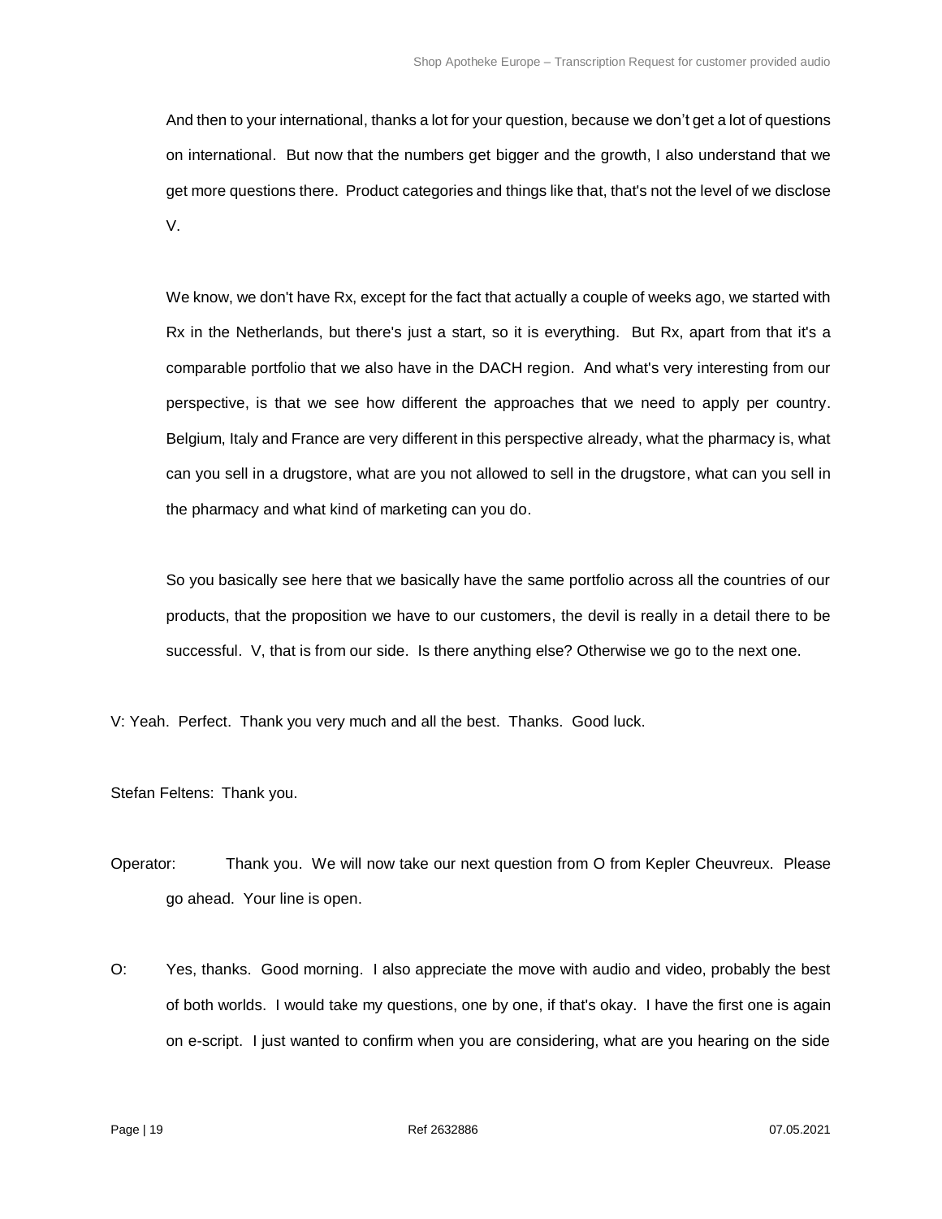And then to your international, thanks a lot for your question, because we don't get a lot of questions on international. But now that the numbers get bigger and the growth, I also understand that we get more questions there. Product categories and things like that, that's not the level of we disclose V.

We know, we don't have Rx, except for the fact that actually a couple of weeks ago, we started with Rx in the Netherlands, but there's just a start, so it is everything. But Rx, apart from that it's a comparable portfolio that we also have in the DACH region. And what's very interesting from our perspective, is that we see how different the approaches that we need to apply per country. Belgium, Italy and France are very different in this perspective already, what the pharmacy is, what can you sell in a drugstore, what are you not allowed to sell in the drugstore, what can you sell in the pharmacy and what kind of marketing can you do.

So you basically see here that we basically have the same portfolio across all the countries of our products, that the proposition we have to our customers, the devil is really in a detail there to be successful. V, that is from our side. Is there anything else? Otherwise we go to the next one.

V: Yeah. Perfect. Thank you very much and all the best. Thanks. Good luck.

Stefan Feltens: Thank you.

Operator: Thank you. We will now take our next question from O from Kepler Cheuvreux. Please go ahead. Your line is open.

O: Yes, thanks. Good morning. I also appreciate the move with audio and video, probably the best of both worlds. I would take my questions, one by one, if that's okay. I have the first one is again on e-script. I just wanted to confirm when you are considering, what are you hearing on the side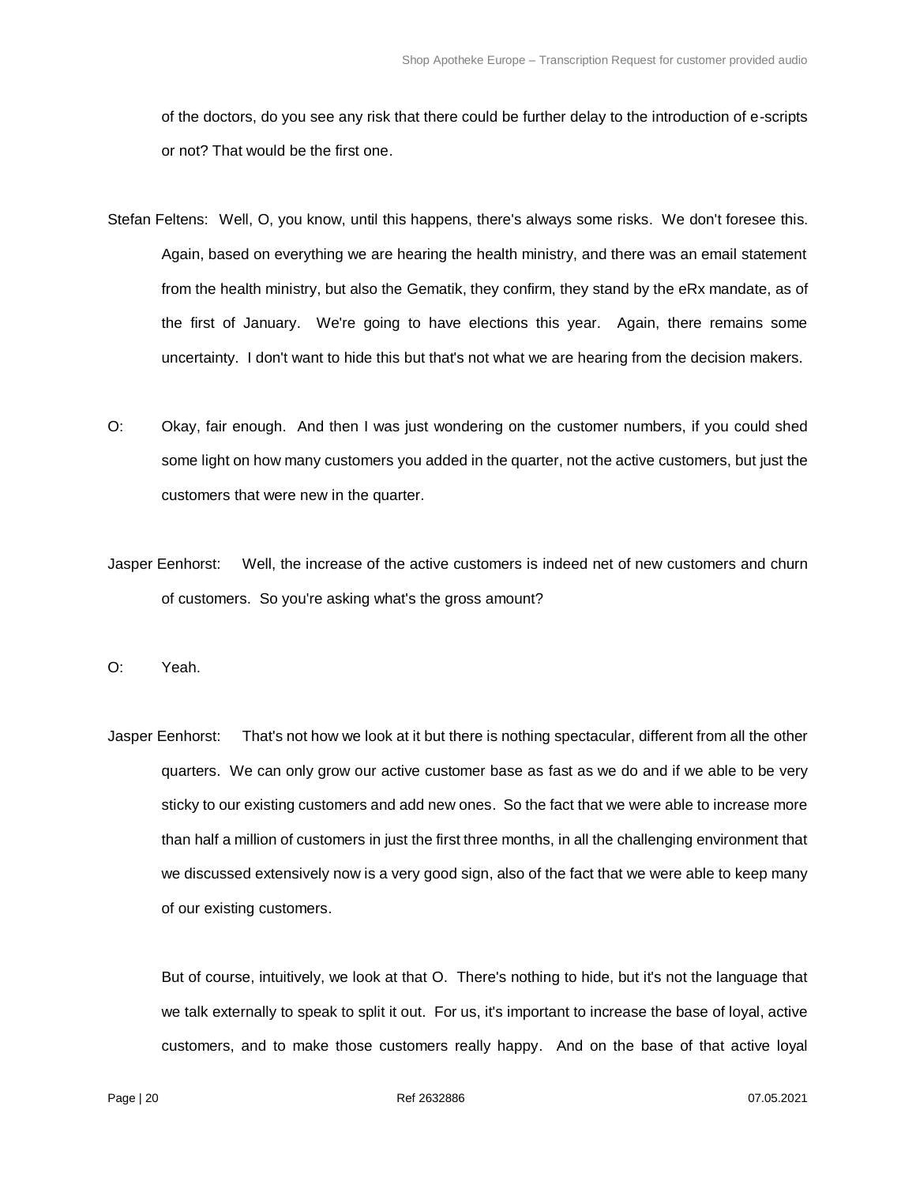of the doctors, do you see any risk that there could be further delay to the introduction of e-scripts or not? That would be the first one.

Stefan Feltens: Well, O, you know, until this happens, there's always some risks. We don't foresee this. Again, based on everything we are hearing the health ministry, and there was an email statement from the health ministry, but also the Gematik, they confirm, they stand by the eRx mandate, as of the first of January. We're going to have elections this year. Again, there remains some uncertainty. I don't want to hide this but that's not what we are hearing from the decision makers.

O: Okay, fair enough. And then I was just wondering on the customer numbers, if you could shed some light on how many customers you added in the quarter, not the active customers, but just the customers that were new in the quarter.

Jasper Eenhorst: Well, the increase of the active customers is indeed net of new customers and churn of customers. So you're asking what's the gross amount?

O: Yeah.

Jasper Eenhorst: That's not how we look at it but there is nothing spectacular, different from all the other quarters. We can only grow our active customer base as fast as we do and if we able to be very sticky to our existing customers and add new ones. So the fact that we were able to increase more than half a million of customers in just the first three months, in all the challenging environment that we discussed extensively now is a very good sign, also of the fact that we were able to keep many of our existing customers.

But of course, intuitively, we look at that O. There's nothing to hide, but it's not the language that we talk externally to speak to split it out. For us, it's important to increase the base of loyal, active customers, and to make those customers really happy. And on the base of that active loyal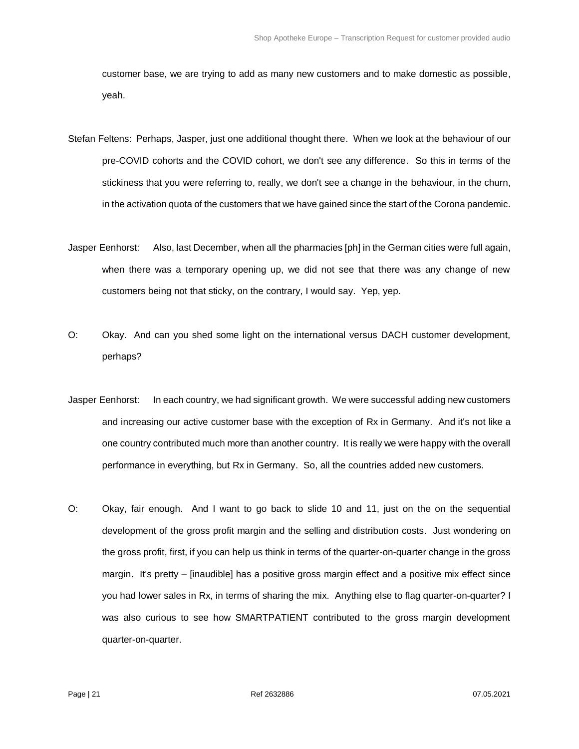customer base, we are trying to add as many new customers and to make domestic as possible, yeah.

Stefan Feltens: Perhaps, Jasper, just one additional thought there. When we look at the behaviour of our pre-COVID cohorts and the COVID cohort, we don't see any difference. So this in terms of the stickiness that you were referring to, really, we don't see a change in the behaviour, in the churn, in the activation quota of the customers that we have gained since the start of the Corona pandemic.

Jasper Eenhorst: Also, last December, when all the pharmacies [ph] in the German cities were full again, when there was a temporary opening up, we did not see that there was any change of new customers being not that sticky, on the contrary, I would say. Yep, yep.

O: Okay. And can you shed some light on the international versus DACH customer development, perhaps?

Jasper Eenhorst: In each country, we had significant growth. We were successful adding new customers and increasing our active customer base with the exception of Rx in Germany. And it's not like a one country contributed much more than another country. It is really we were happy with the overall performance in everything, but Rx in Germany. So, all the countries added new customers.

O: Okay, fair enough. And I want to go back to slide 10 and 11, just on the on the sequential development of the gross profit margin and the selling and distribution costs. Just wondering on the gross profit, first, if you can help us think in terms of the quarter-on-quarter change in the gross margin. It's pretty – [inaudible] has a positive gross margin effect and a positive mix effect since you had lower sales in Rx, in terms of sharing the mix. Anything else to flag quarter-on-quarter? I was also curious to see how SMARTPATIENT contributed to the gross margin development quarter-on-quarter.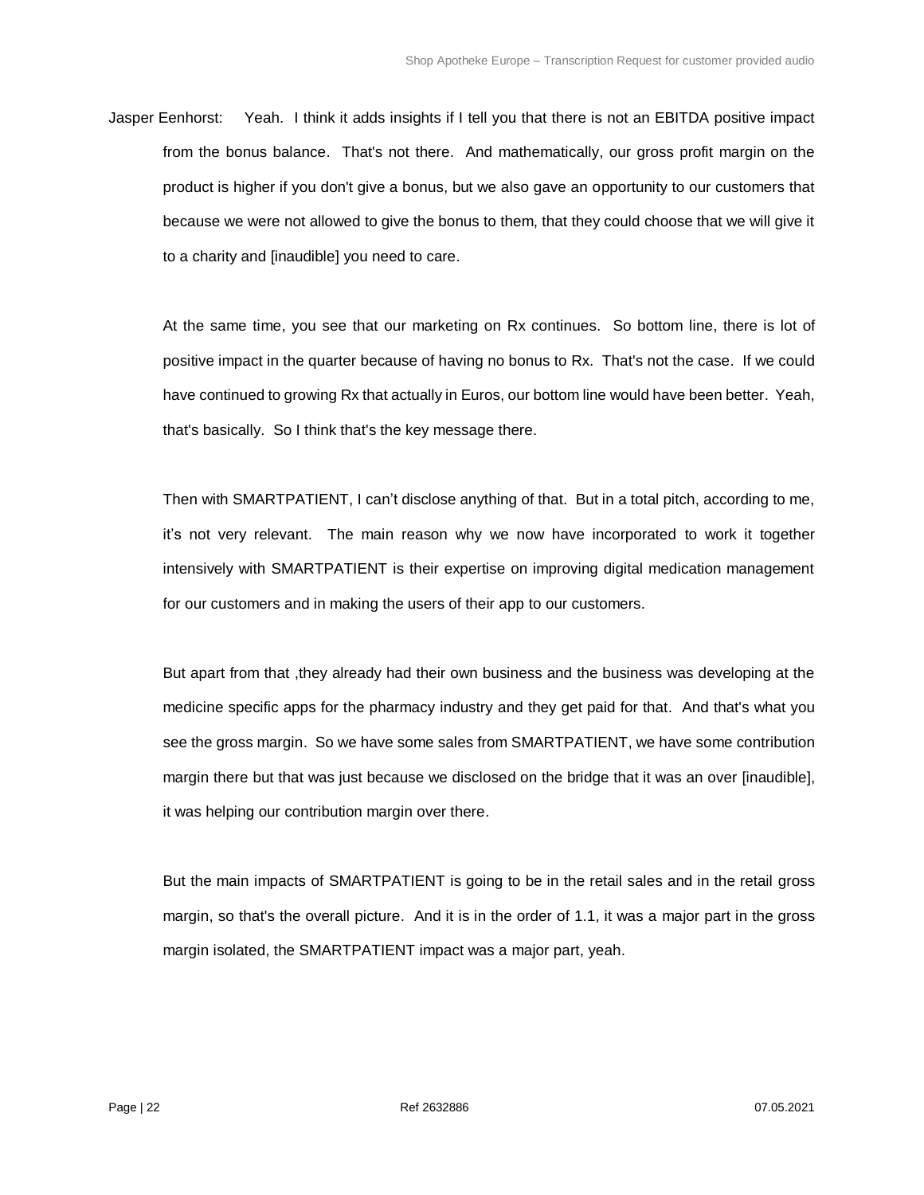Jasper Eenhorst: Yeah. I think it adds insights if I tell you that there is not an EBITDA positive impact from the bonus balance. That's not there. And mathematically, our gross profit margin on the product is higher if you don't give a bonus, but we also gave an opportunity to our customers that because we were not allowed to give the bonus to them, that they could choose that we will give it to a charity and [inaudible] you need to care.

At the same time, you see that our marketing on Rx continues. So bottom line, there is lot of positive impact in the quarter because of having no bonus to Rx. That's not the case. If we could have continued to growing Rx that actually in Euros, our bottom line would have been better. Yeah, that's basically. So I think that's the key message there.

Then with SMARTPATIENT, I can't disclose anything of that. But in a total pitch, according to me, it's not very relevant. The main reason why we now have incorporated to work it together intensively with SMARTPATIENT is their expertise on improving digital medication management for our customers and in making the users of their app to our customers.

But apart from that ,they already had their own business and the business was developing at the medicine specific apps for the pharmacy industry and they get paid for that. And that's what you see the gross margin. So we have some sales from SMARTPATIENT, we have some contribution margin there but that was just because we disclosed on the bridge that it was an over [inaudible], it was helping our contribution margin over there.

But the main impacts of SMARTPATIENT is going to be in the retail sales and in the retail gross margin, so that's the overall picture. And it is in the order of 1.1, it was a major part in the gross margin isolated, the SMARTPATIENT impact was a major part, yeah.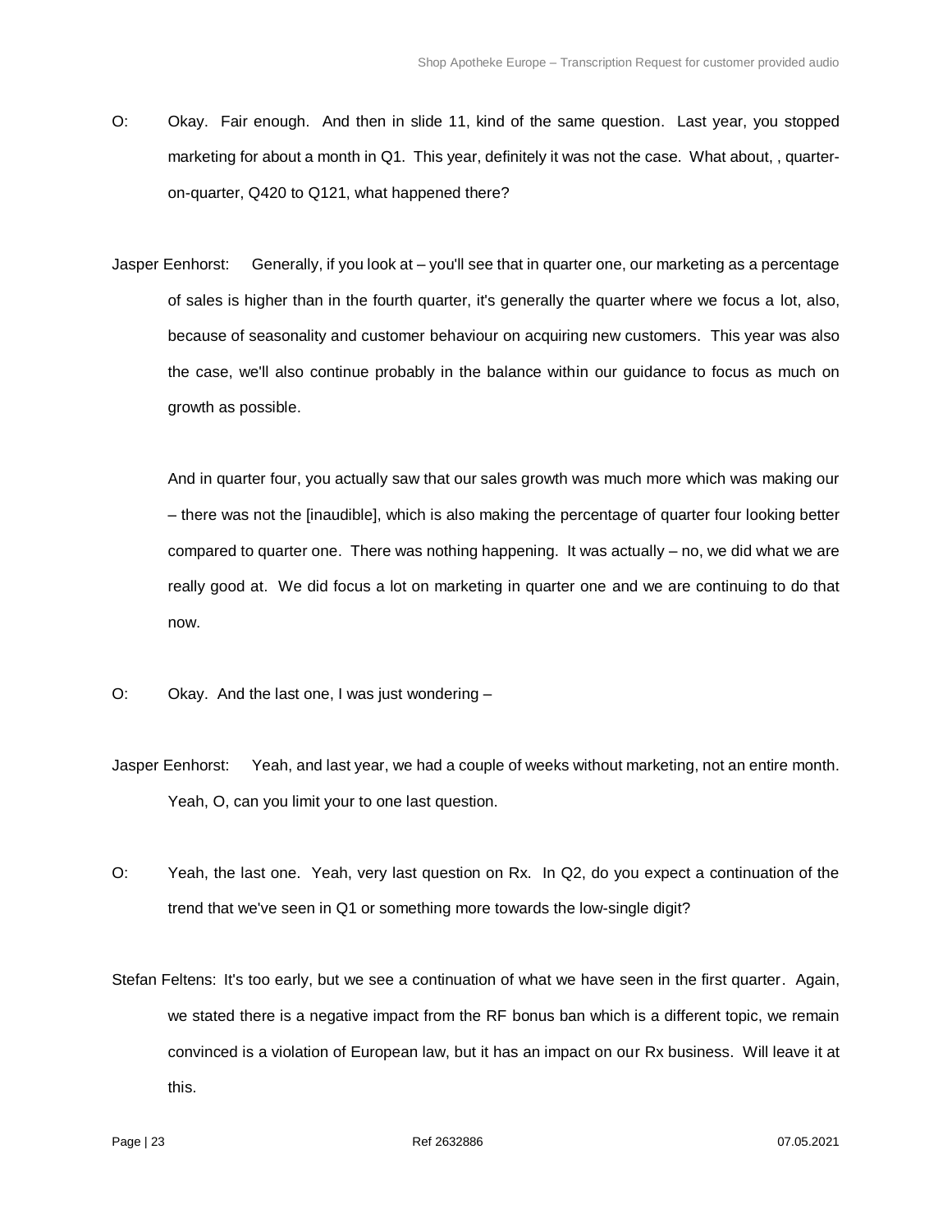O: Okay. Fair enough. And then in slide 11, kind of the same question. Last year, you stopped marketing for about a month in Q1. This year, definitely it was not the case. What about, , quarter-on-quarter, Q420 to Q121, what happened there?

Jasper Eenhorst: Generally, if you look at – you'll see that in quarter one, our marketing as a percentage of sales is higher than in the fourth quarter, it's generally the quarter where we focus a lot, also, because of seasonality and customer behaviour on acquiring new customers. This year was also the case, we'll also continue probably in the balance within our guidance to focus as much on growth as possible.

And in quarter four, you actually saw that our sales growth was much more which was making our – there was not the [inaudible], which is also making the percentage of quarter four looking better compared to quarter one. There was nothing happening. It was actually – no, we did what we are really good at. We did focus a lot on marketing in quarter one and we are continuing to do that now.

O: Okay. And the last one, I was just wondering –

Jasper Eenhorst: Yeah, and last year, we had a couple of weeks without marketing, not an entire month. Yeah, O, can you limit your to one last question.

O: Yeah, the last one. Yeah, very last question on Rx. In Q2, do you expect a continuation of the trend that we've seen in Q1 or something more towards the low-single digit?

Stefan Feltens: It's too early, but we see a continuation of what we have seen in the first quarter. Again, we stated there is a negative impact from the RF bonus ban which is a different topic, we remain convinced is a violation of European law, but it has an impact on our Rx business. Will leave it at this.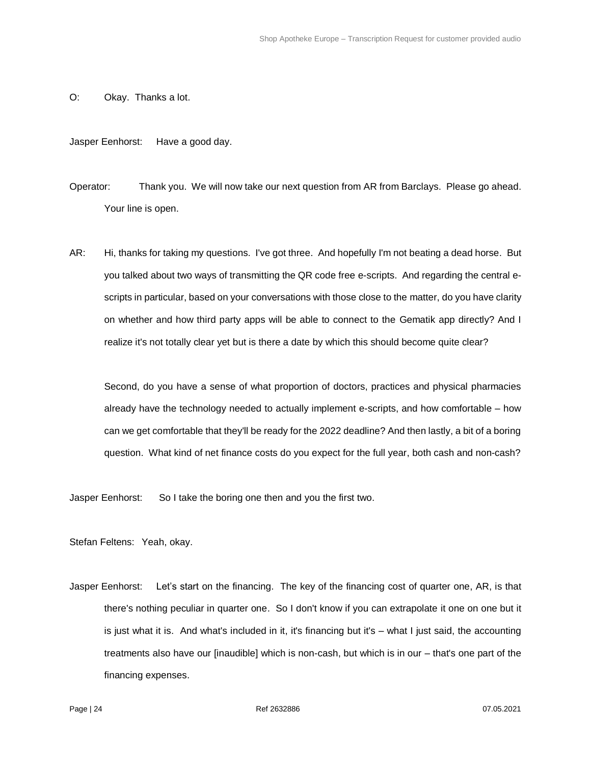O: Okay. Thanks a lot.

Jasper Eenhorst: Have a good day.

Operator: Thank you. We will now take our next question from AR from Barclays. Please go ahead. Your line is open.

AR: Hi, thanks for taking my questions. I've got three. And hopefully I'm not beating a dead horse. But you talked about two ways of transmitting the QR code free e-scripts. And regarding the central e-scripts in particular, based on your conversations with those close to the matter, do you have clarity on whether and how third party apps will be able to connect to the Gematik app directly? And I realize it's not totally clear yet but is there a date by which this should become quite clear?

Second, do you have a sense of what proportion of doctors, practices and physical pharmacies already have the technology needed to actually implement e-scripts, and how comfortable – how can we get comfortable that they'll be ready for the 2022 deadline? And then lastly, a bit of a boring question. What kind of net finance costs do you expect for the full year, both cash and non-cash?

Jasper Eenhorst: So I take the boring one then and you the first two.

Stefan Feltens: Yeah, okay.

Jasper Eenhorst: Let's start on the financing. The key of the financing cost of quarter one, AR, is that there's nothing peculiar in quarter one. So I don't know if you can extrapolate it one on one but it is just what it is. And what's included in it, it's financing but it's – what I just said, the accounting treatments also have our [inaudible] which is non-cash, but which is in our – that's one part of the financing expenses.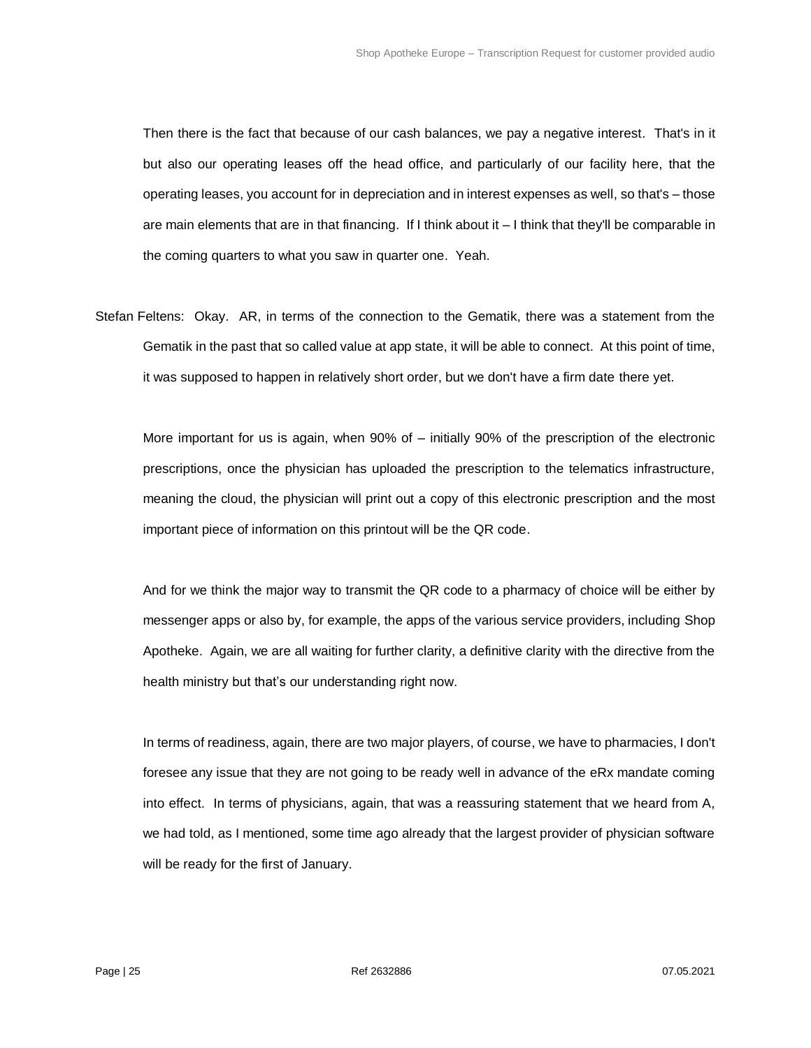Then there is the fact that because of our cash balances, we pay a negative interest. That's in it but also our operating leases off the head office, and particularly of our facility here, that the operating leases, you account for in depreciation and in interest expenses as well, so that's – those are main elements that are in that financing. If I think about it – I think that they'll be comparable in the coming quarters to what you saw in quarter one. Yeah.

Stefan Feltens: Okay. AR, in terms of the connection to the Gematik, there was a statement from the Gematik in the past that so called value at app state, it will be able to connect. At this point of time, it was supposed to happen in relatively short order, but we don't have a firm date there yet.

More important for us is again, when 90% of – initially 90% of the prescription of the electronic prescriptions, once the physician has uploaded the prescription to the telematics infrastructure, meaning the cloud, the physician will print out a copy of this electronic prescription and the most important piece of information on this printout will be the QR code.

And for we think the major way to transmit the QR code to a pharmacy of choice will be either by messenger apps or also by, for example, the apps of the various service providers, including Shop Apotheke. Again, we are all waiting for further clarity, a definitive clarity with the directive from the health ministry but that's our understanding right now.

In terms of readiness, again, there are two major players, of course, we have to pharmacies, I don't foresee any issue that they are not going to be ready well in advance of the eRx mandate coming into effect. In terms of physicians, again, that was a reassuring statement that we heard from A, we had told, as I mentioned, some time ago already that the largest provider of physician software will be ready for the first of January.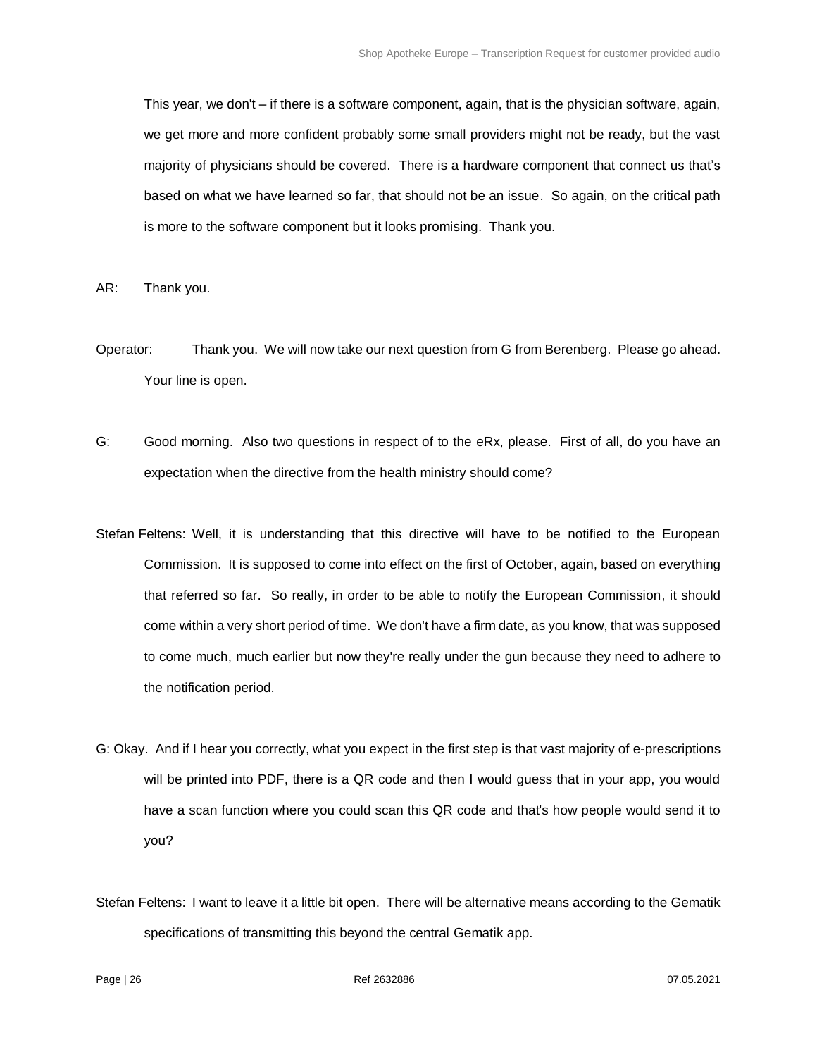This year, we don't – if there is a software component, again, that is the physician software, again, we get more and more confident probably some small providers might not be ready, but the vast majority of physicians should be covered. There is a hardware component that connect us that's based on what we have learned so far, that should not be an issue. So again, on the critical path is more to the software component but it looks promising. Thank you.

AR: Thank you.

Operator: Thank you. We will now take our next question from G from Berenberg. Please go ahead. Your line is open.

G: Good morning. Also two questions in respect of to the eRx, please. First of all, do you have an expectation when the directive from the health ministry should come?

Stefan Feltens: Well, it is understanding that this directive will have to be notified to the European Commission. It is supposed to come into effect on the first of October, again, based on everything that referred so far. So really, in order to be able to notify the European Commission, it should come within a very short period of time. We don't have a firm date, as you know, that was supposed to come much, much earlier but now they're really under the gun because they need to adhere to the notification period.

G: Okay. And if I hear you correctly, what you expect in the first step is that vast majority of e-prescriptions will be printed into PDF, there is a QR code and then I would guess that in your app, you would have a scan function where you could scan this QR code and that's how people would send it to you?

Stefan Feltens: I want to leave it a little bit open. There will be alternative means according to the Gematik specifications of transmitting this beyond the central Gematik app.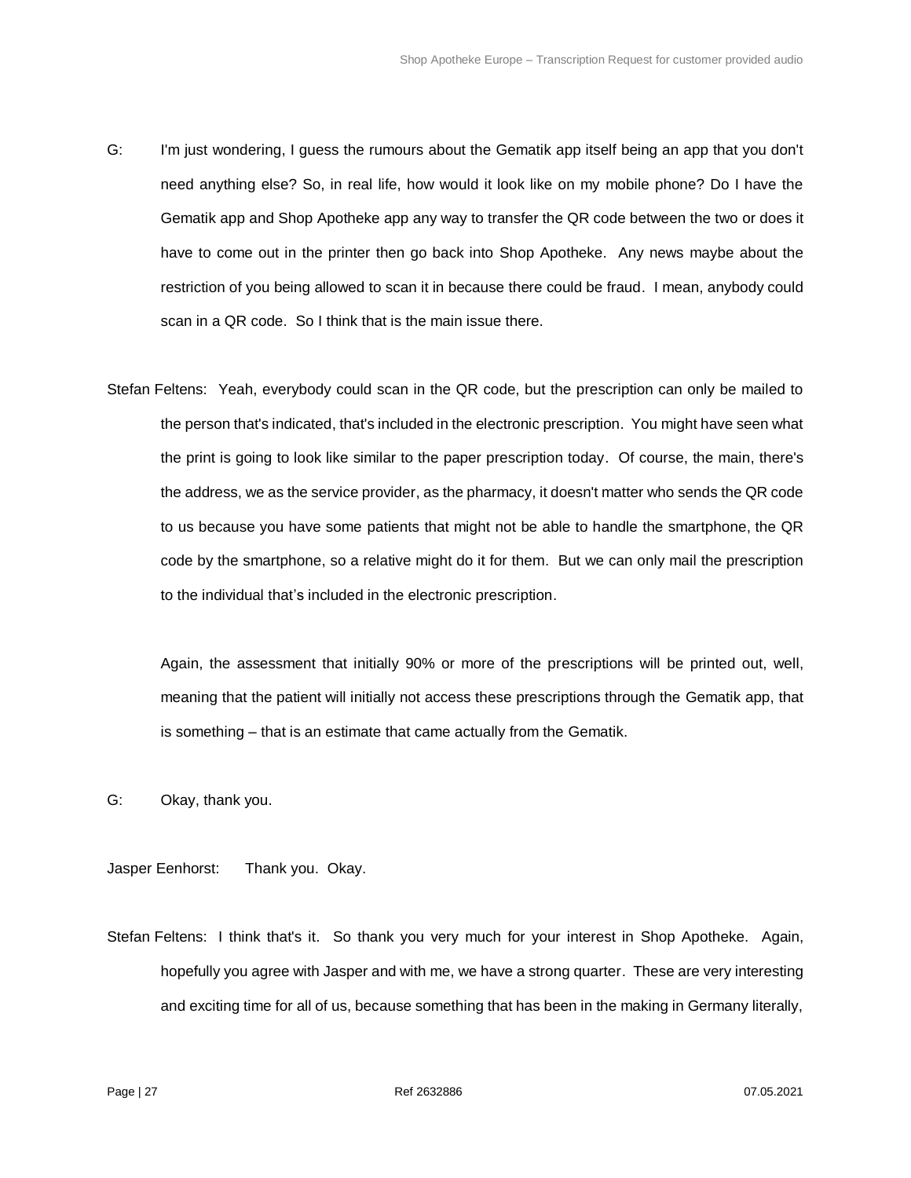G: I'm just wondering, I guess the rumours about the Gematik app itself being an app that you don't need anything else? So, in real life, how would it look like on my mobile phone? Do I have the Gematik app and Shop Apotheke app any way to transfer the QR code between the two or does it have to come out in the printer then go back into Shop Apotheke. Any news maybe about the restriction of you being allowed to scan it in because there could be fraud. I mean, anybody could scan in a QR code. So I think that is the main issue there.

Stefan Feltens: Yeah, everybody could scan in the QR code, but the prescription can only be mailed to the person that's indicated, that's included in the electronic prescription. You might have seen what the print is going to look like similar to the paper prescription today. Of course, the main, there's the address, we as the service provider, as the pharmacy, it doesn't matter who sends the QR code to us because you have some patients that might not be able to handle the smartphone, the QR code by the smartphone, so a relative might do it for them. But we can only mail the prescription to the individual that's included in the electronic prescription.

Again, the assessment that initially 90% or more of the prescriptions will be printed out, well, meaning that the patient will initially not access these prescriptions through the Gematik app, that is something – that is an estimate that came actually from the Gematik.

G: Okay, thank you.

Jasper Eenhorst: Thank you. Okay.

Stefan Feltens: I think that's it. So thank you very much for your interest in Shop Apotheke. Again, hopefully you agree with Jasper and with me, we have a strong quarter. These are very interesting and exciting time for all of us, because something that has been in the making in Germany literally,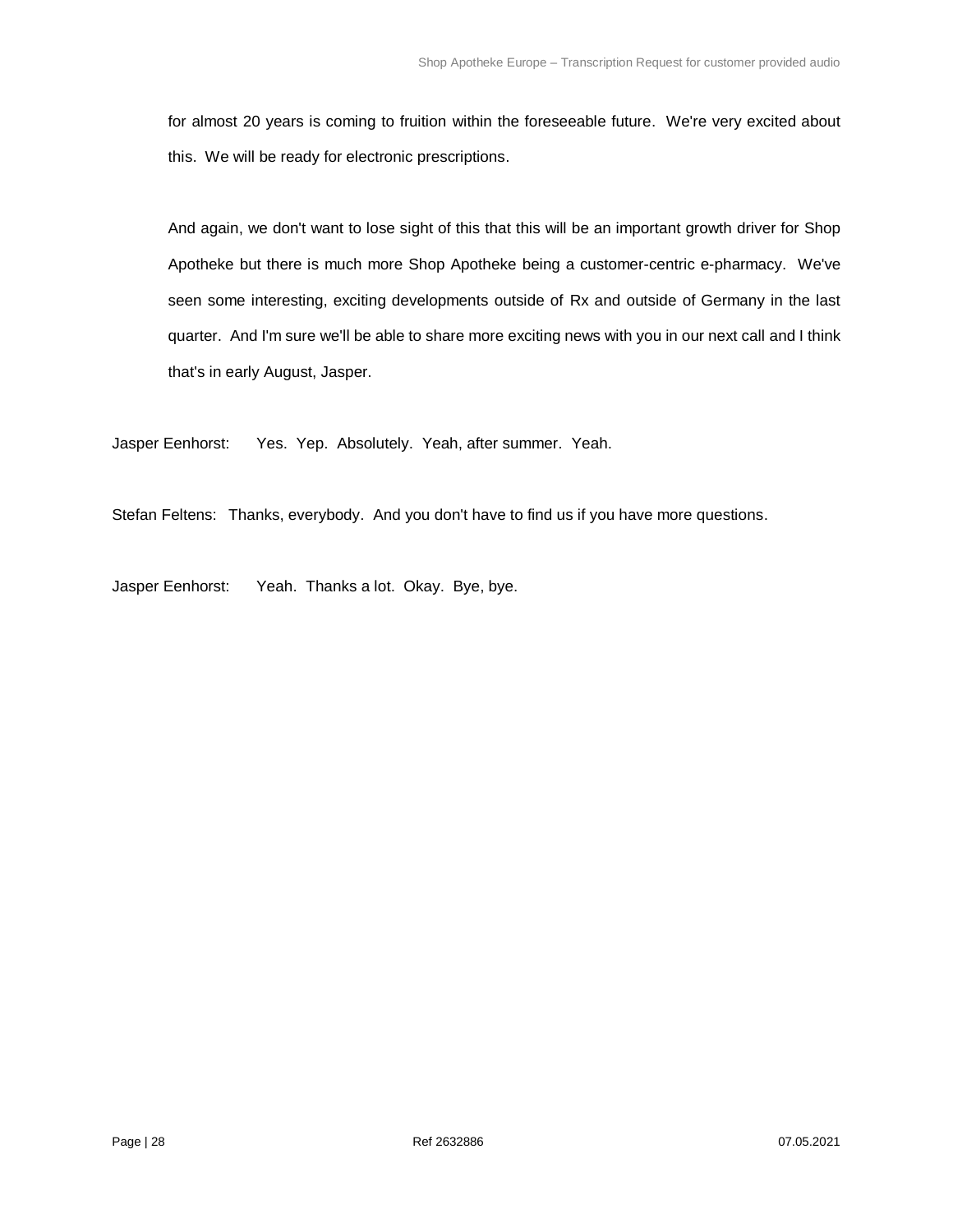for almost 20 years is coming to fruition within the foreseeable future. We're very excited about this. We will be ready for electronic prescriptions.

And again, we don't want to lose sight of this that this will be an important growth driver for Shop Apotheke but there is much more Shop Apotheke being a customer-centric e-pharmacy. We've seen some interesting, exciting developments outside of Rx and outside of Germany in the last quarter. And I'm sure we'll be able to share more exciting news with you in our next call and I think that's in early August, Jasper.

Jasper Eenhorst: Yes. Yep. Absolutely. Yeah, after summer. Yeah.

Stefan Feltens: Thanks, everybody. And you don't have to find us if you have more questions.

Jasper Eenhorst: Yeah. Thanks a lot. Okay. Bye, bye.